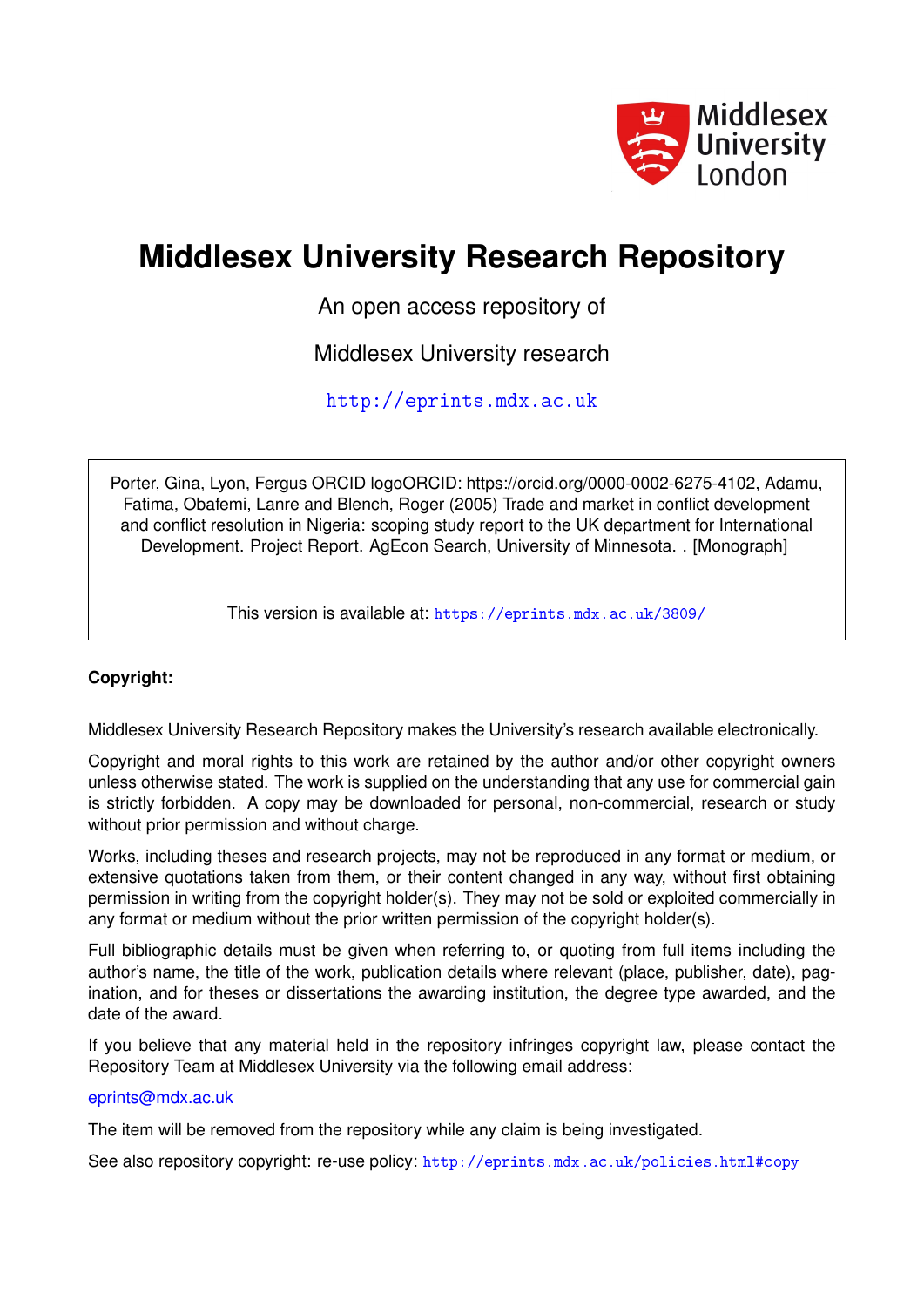Middlesex University London

# Middlesex University Research Repository

An open access repository of

Middlesex University research

http://eprints.mdx.ac.uk

Porter, Gina, Lyon, Fergus ORCID logoORCID: https://orcid.org/0000-0002-6275-4102, Adamu, Fatima, Obafemi, Lanre and Blench, Roger (2005) Trade and market in conflict development and conflict resolution in Nigeria: scoping study report to the UK department for International Development. Project Report. AgEcon Search, University of Minnesota. . [Monograph]

This version is available at: https://eprints.mdx.ac.uk/3809/

**Copyright:**

Middlesex University Research Repository makes the University's research available electronically.

Copyright and moral rights to this work are retained by the author and/or other copyright owners unless otherwise stated. The work is supplied on the understanding that any use for commercial gain is strictly forbidden. A copy may be downloaded for personal, non-commercial, research or study without prior permission and without charge.

Works, including theses and research projects, may not be reproduced in any format or medium, or extensive quotations taken from them, or their content changed in any way, without first obtaining permission in writing from the copyright holder(s). They may not be sold or exploited commercially in any format or medium without the prior written permission of the copyright holder(s).

Full bibliographic details must be given when referring to, or quoting from full items including the author's name, the title of the work, publication details where relevant (place, publisher, date), pagination, and for theses or dissertations the awarding institution, the degree type awarded, and the date of the award.

If you believe that any material held in the repository infringes copyright law, please contact the Repository Team at Middlesex University via the following email address:

eprints@mdx.ac.uk

The item will be removed from the repository while any claim is being investigated.

See also repository copyright: re-use policy: http://eprints.mdx.ac.uk/policies.html#copy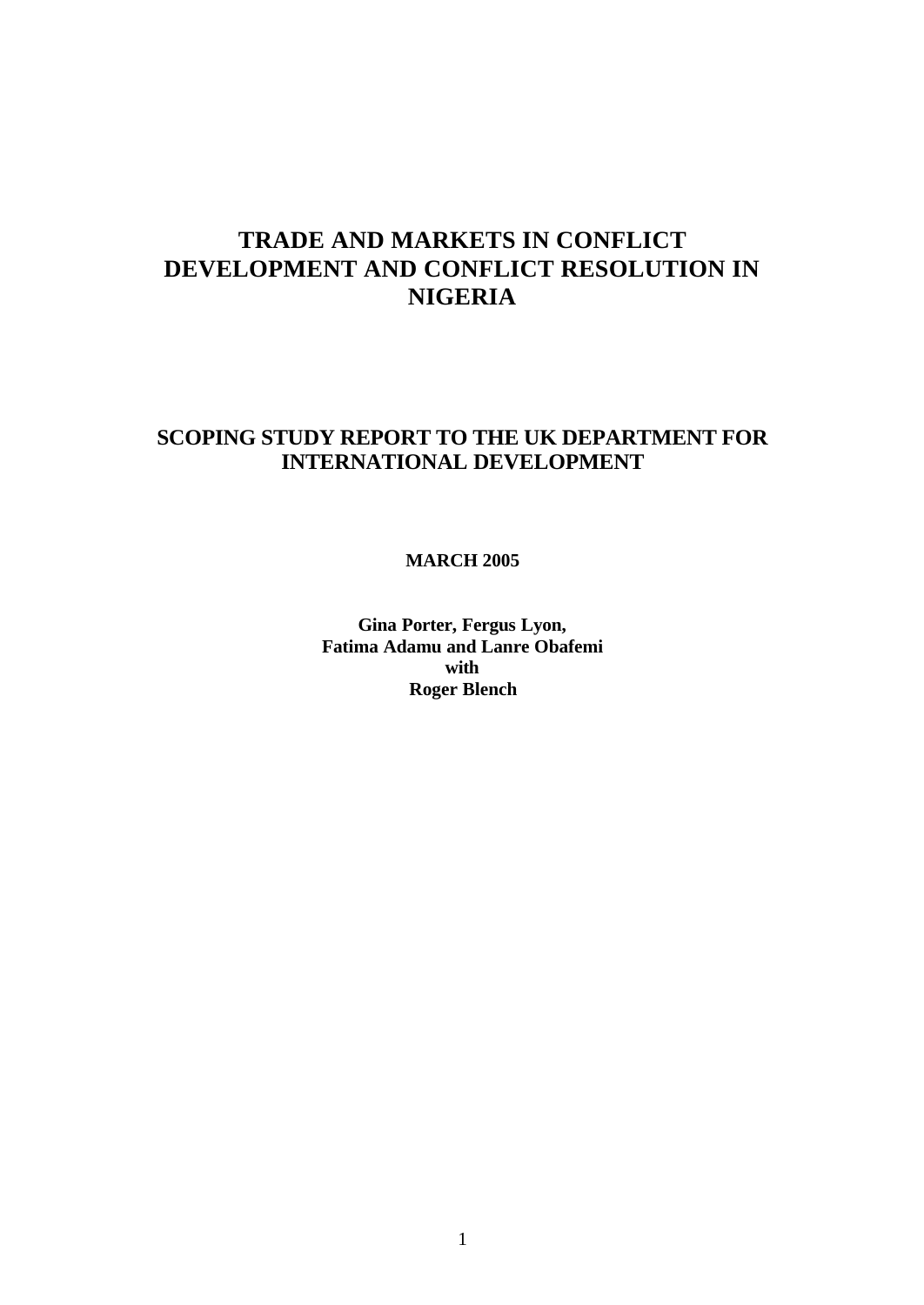# TRADE AND MARKETS IN CONFLICT DEVELOPMENT AND CONFLICT RESOLUTION IN NIGERIA

## SCOPING STUDY REPORT TO THE UK DEPARTMENT FOR INTERNATIONAL DEVELOPMENT

**MARCH 2005**

**Gina Porter, Fergus Lyon,**
**Fatima Adamu and Lanre Obafemi**
**with**
**Roger Blench**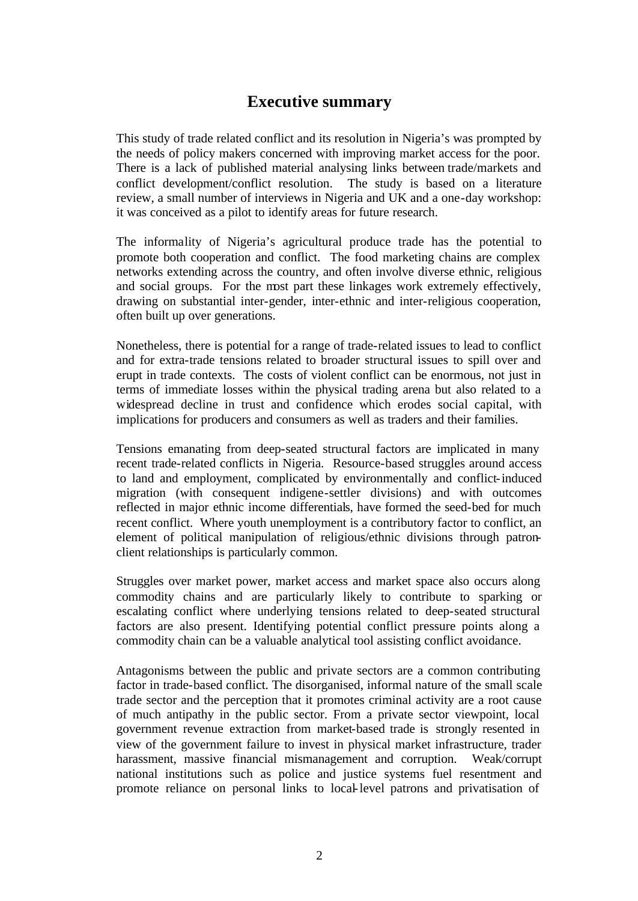# Executive summary

This study of trade related conflict and its resolution in Nigeria's was prompted by the needs of policy makers concerned with improving market access for the poor. There is a lack of published material analysing links between trade/markets and conflict development/conflict resolution. The study is based on a literature review, a small number of interviews in Nigeria and UK and a one-day workshop: it was conceived as a pilot to identify areas for future research.

The informality of Nigeria's agricultural produce trade has the potential to promote both cooperation and conflict. The food marketing chains are complex networks extending across the country, and often involve diverse ethnic, religious and social groups. For the most part these linkages work extremely effectively, drawing on substantial inter-gender, inter-ethnic and inter-religious cooperation, often built up over generations.

Nonetheless, there is potential for a range of trade-related issues to lead to conflict and for extra-trade tensions related to broader structural issues to spill over and erupt in trade contexts. The costs of violent conflict can be enormous, not just in terms of immediate losses within the physical trading arena but also related to a widespread decline in trust and confidence which erodes social capital, with implications for producers and consumers as well as traders and their families.

Tensions emanating from deep-seated structural factors are implicated in many recent trade-related conflicts in Nigeria. Resource-based struggles around access to land and employment, complicated by environmentally and conflict-induced migration (with consequent indigene-settler divisions) and with outcomes reflected in major ethnic income differentials, have formed the seed-bed for much recent conflict. Where youth unemployment is a contributory factor to conflict, an element of political manipulation of religious/ethnic divisions through patron-client relationships is particularly common.

Struggles over market power, market access and market space also occurs along commodity chains and are particularly likely to contribute to sparking or escalating conflict where underlying tensions related to deep-seated structural factors are also present. Identifying potential conflict pressure points along a commodity chain can be a valuable analytical tool assisting conflict avoidance.

Antagonisms between the public and private sectors are a common contributing factor in trade-based conflict. The disorganised, informal nature of the small scale trade sector and the perception that it promotes criminal activity are a root cause of much antipathy in the public sector. From a private sector viewpoint, local government revenue extraction from market-based trade is strongly resented in view of the government failure to invest in physical market infrastructure, trader harassment, massive financial mismanagement and corruption. Weak/corrupt national institutions such as police and justice systems fuel resentment and promote reliance on personal links to local-level patrons and privatisation of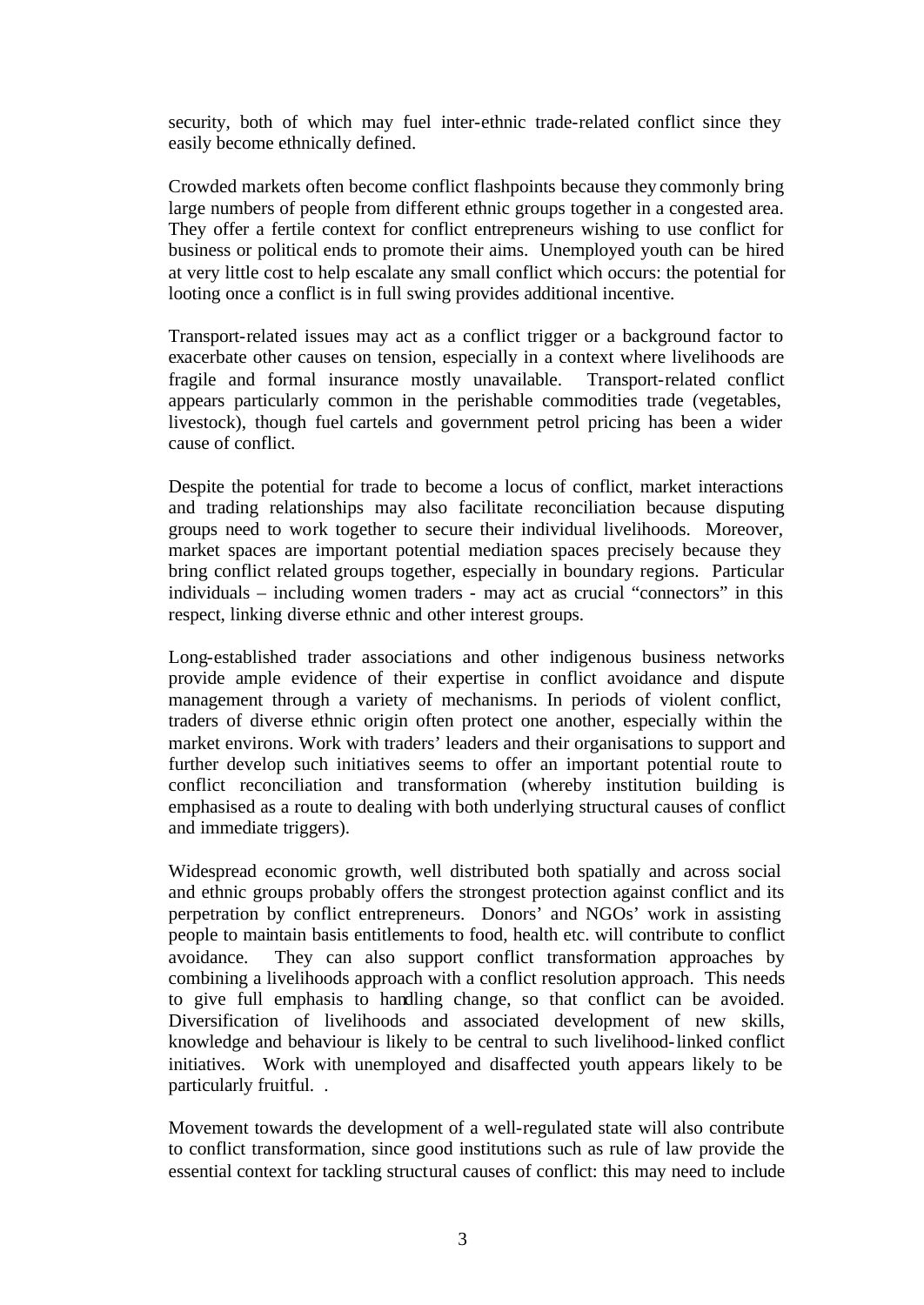security, both of which may fuel inter-ethnic trade-related conflict since they easily become ethnically defined.

Crowded markets often become conflict flashpoints because they commonly bring large numbers of people from different ethnic groups together in a congested area. They offer a fertile context for conflict entrepreneurs wishing to use conflict for business or political ends to promote their aims. Unemployed youth can be hired at very little cost to help escalate any small conflict which occurs: the potential for looting once a conflict is in full swing provides additional incentive.

Transport-related issues may act as a conflict trigger or a background factor to exacerbate other causes on tension, especially in a context where livelihoods are fragile and formal insurance mostly unavailable. Transport-related conflict appears particularly common in the perishable commodities trade (vegetables, livestock), though fuel cartels and government petrol pricing has been a wider cause of conflict.

Despite the potential for trade to become a locus of conflict, market interactions and trading relationships may also facilitate reconciliation because disputing groups need to work together to secure their individual livelihoods. Moreover, market spaces are important potential mediation spaces precisely because they bring conflict related groups together, especially in boundary regions. Particular individuals – including women traders - may act as crucial "connectors" in this respect, linking diverse ethnic and other interest groups.

Long-established trader associations and other indigenous business networks provide ample evidence of their expertise in conflict avoidance and dispute management through a variety of mechanisms. In periods of violent conflict, traders of diverse ethnic origin often protect one another, especially within the market environs. Work with traders' leaders and their organisations to support and further develop such initiatives seems to offer an important potential route to conflict reconciliation and transformation (whereby institution building is emphasised as a route to dealing with both underlying structural causes of conflict and immediate triggers).

Widespread economic growth, well distributed both spatially and across social and ethnic groups probably offers the strongest protection against conflict and its perpetration by conflict entrepreneurs. Donors' and NGOs' work in assisting people to maintain basis entitlements to food, health etc. will contribute to conflict avoidance. They can also support conflict transformation approaches by combining a livelihoods approach with a conflict resolution approach. This needs to give full emphasis to handling change, so that conflict can be avoided. Diversification of livelihoods and associated development of new skills, knowledge and behaviour is likely to be central to such livelihood-linked conflict initiatives. Work with unemployed and disaffected youth appears likely to be particularly fruitful. .

Movement towards the development of a well-regulated state will also contribute to conflict transformation, since good institutions such as rule of law provide the essential context for tackling structural causes of conflict: this may need to include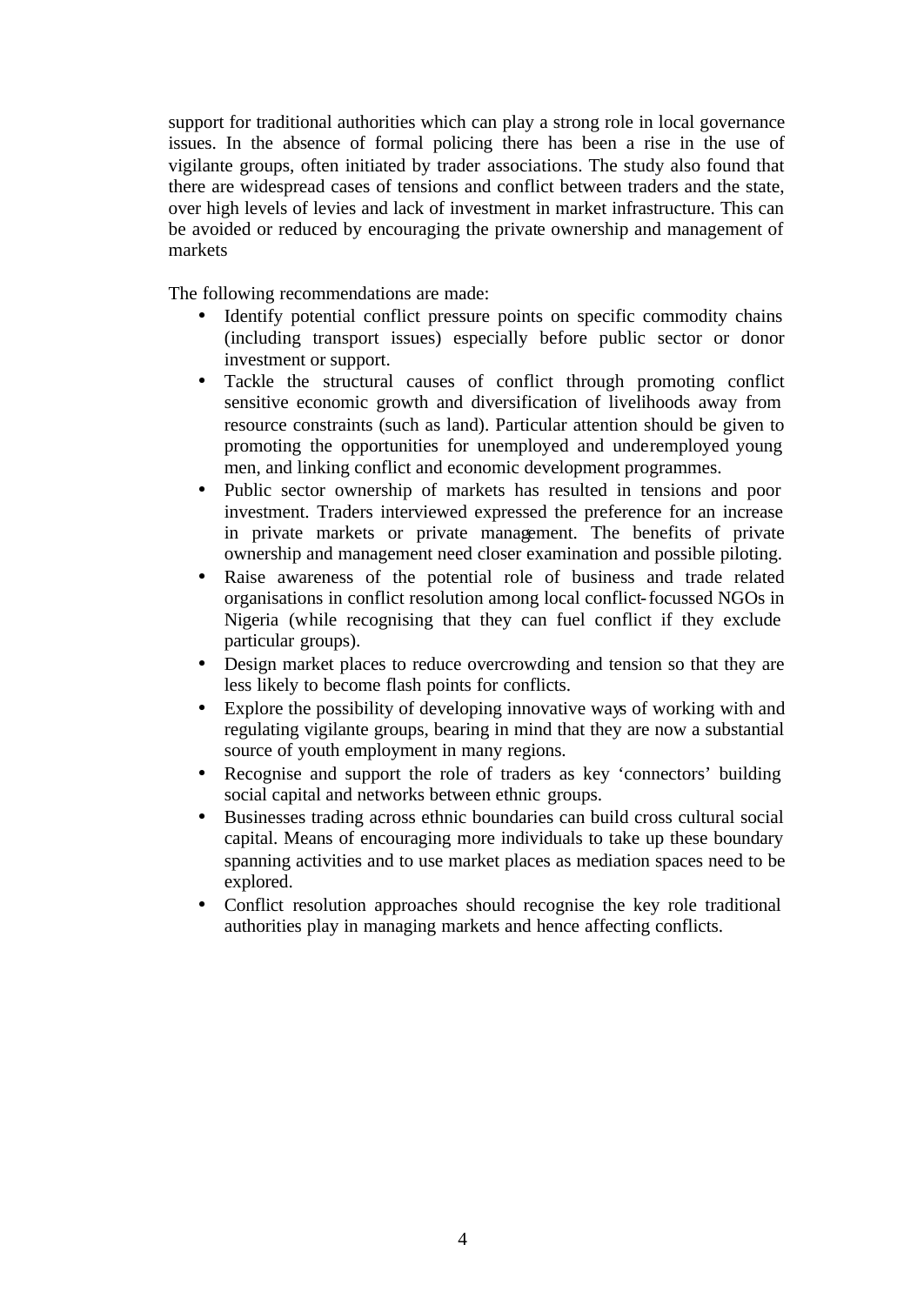support for traditional authorities which can play a strong role in local governance issues. In the absence of formal policing there has been a rise in the use of vigilante groups, often initiated by trader associations. The study also found that there are widespread cases of tensions and conflict between traders and the state, over high levels of levies and lack of investment in market infrastructure. This can be avoided or reduced by encouraging the private ownership and management of markets

The following recommendations are made:

- Identify potential conflict pressure points on specific commodity chains (including transport issues) especially before public sector or donor investment or support.
- Tackle the structural causes of conflict through promoting conflict sensitive economic growth and diversification of livelihoods away from resource constraints (such as land). Particular attention should be given to promoting the opportunities for unemployed and underemployed young men, and linking conflict and economic development programmes.
- Public sector ownership of markets has resulted in tensions and poor investment. Traders interviewed expressed the preference for an increase in private markets or private management. The benefits of private ownership and management need closer examination and possible piloting.
- Raise awareness of the potential role of business and trade related organisations in conflict resolution among local conflict-focussed NGOs in Nigeria (while recognising that they can fuel conflict if they exclude particular groups).
- Design market places to reduce overcrowding and tension so that they are less likely to become flash points for conflicts.
- Explore the possibility of developing innovative ways of working with and regulating vigilante groups, bearing in mind that they are now a substantial source of youth employment in many regions.
- Recognise and support the role of traders as key 'connectors' building social capital and networks between ethnic groups.
- Businesses trading across ethnic boundaries can build cross cultural social capital. Means of encouraging more individuals to take up these boundary spanning activities and to use market places as mediation spaces need to be explored.
- Conflict resolution approaches should recognise the key role traditional authorities play in managing markets and hence affecting conflicts.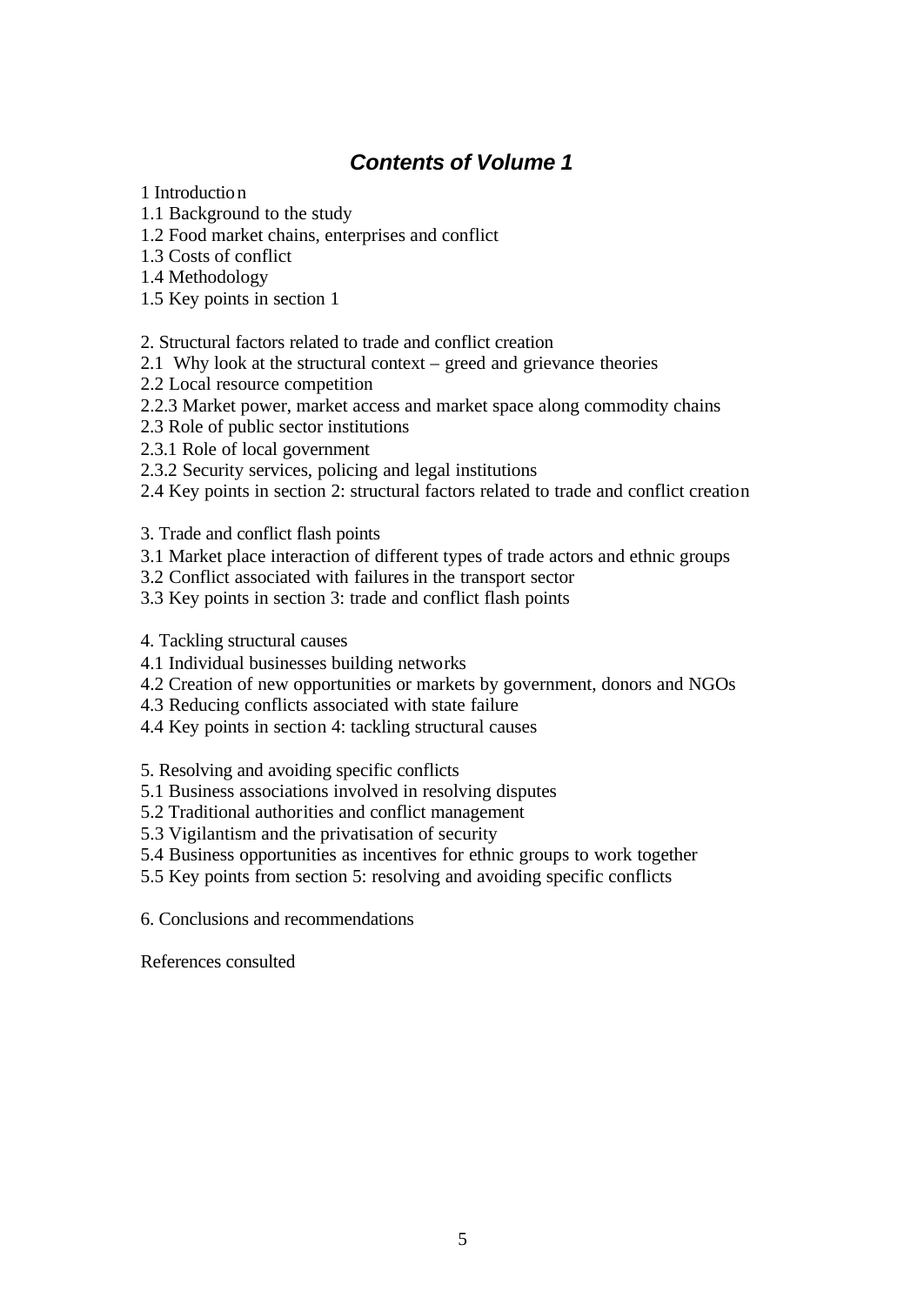## *Contents of Volume 1*

1 Introduction
1.1 Background to the study
1.2 Food market chains, enterprises and conflict
1.3 Costs of conflict
1.4 Methodology
1.5 Key points in section 1

2. Structural factors related to trade and conflict creation
2.1 Why look at the structural context – greed and grievance theories
2.2 Local resource competition
2.2.3 Market power, market access and market space along commodity chains
2.3 Role of public sector institutions
2.3.1 Role of local government
2.3.2 Security services, policing and legal institutions
2.4 Key points in section 2: structural factors related to trade and conflict creation

3. Trade and conflict flash points
3.1 Market place interaction of different types of trade actors and ethnic groups
3.2 Conflict associated with failures in the transport sector
3.3 Key points in section 3: trade and conflict flash points

4. Tackling structural causes
4.1 Individual businesses building networks
4.2 Creation of new opportunities or markets by government, donors and NGOs
4.3 Reducing conflicts associated with state failure
4.4 Key points in section 4: tackling structural causes

5. Resolving and avoiding specific conflicts
5.1 Business associations involved in resolving disputes
5.2 Traditional authorities and conflict management
5.3 Vigilantism and the privatisation of security
5.4 Business opportunities as incentives for ethnic groups to work together
5.5 Key points from section 5: resolving and avoiding specific conflicts

6. Conclusions and recommendations

References consulted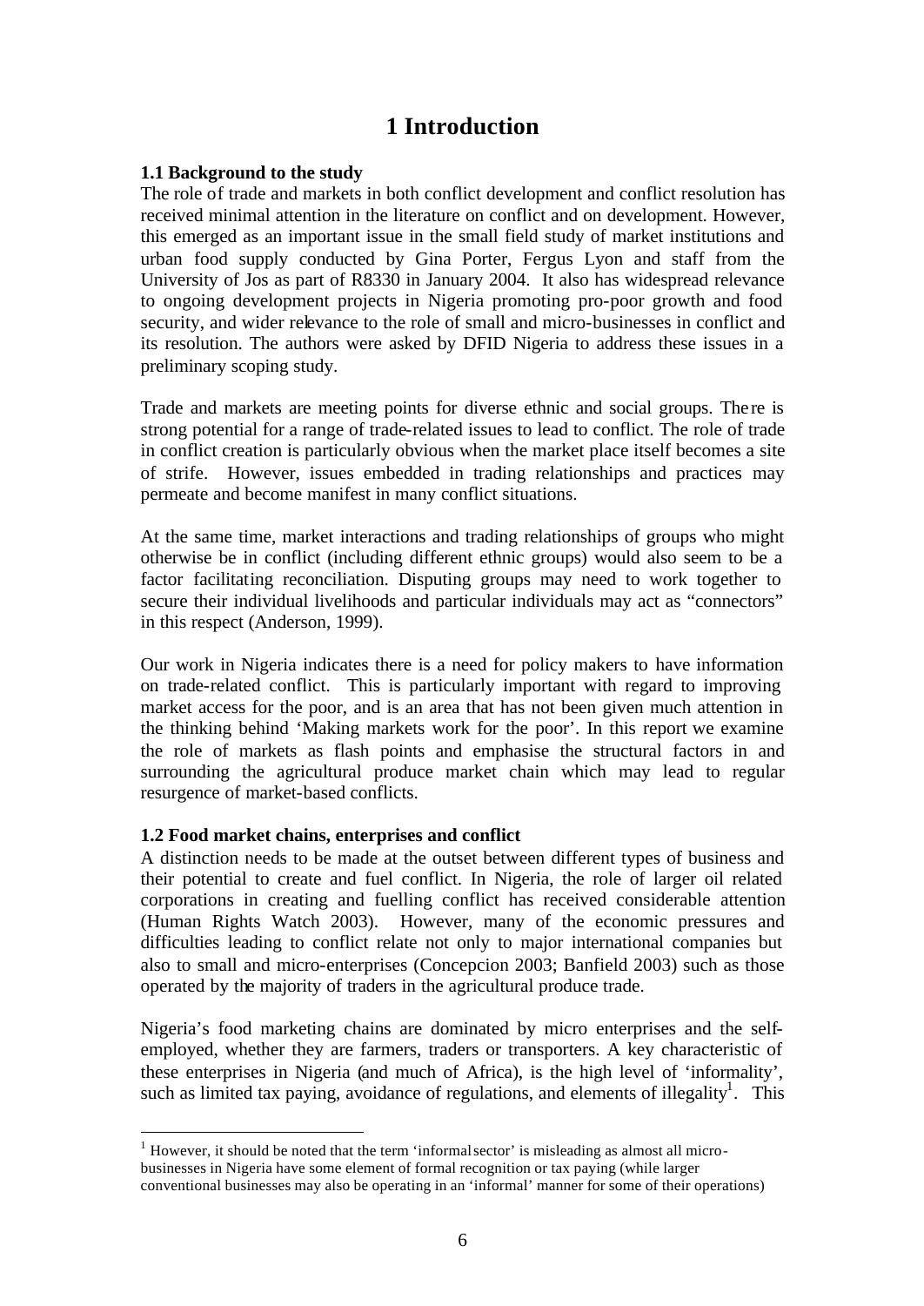# 1 Introduction

### 1.1 Background to the study

The role of trade and markets in both conflict development and conflict resolution has received minimal attention in the literature on conflict and on development. However, this emerged as an important issue in the small field study of market institutions and urban food supply conducted by Gina Porter, Fergus Lyon and staff from the University of Jos as part of R8330 in January 2004. It also has widespread relevance to ongoing development projects in Nigeria promoting pro-poor growth and food security, and wider relevance to the role of small and micro-businesses in conflict and its resolution. The authors were asked by DFID Nigeria to address these issues in a preliminary scoping study.

Trade and markets are meeting points for diverse ethnic and social groups. There is strong potential for a range of trade-related issues to lead to conflict. The role of trade in conflict creation is particularly obvious when the market place itself becomes a site of strife. However, issues embedded in trading relationships and practices may permeate and become manifest in many conflict situations.

At the same time, market interactions and trading relationships of groups who might otherwise be in conflict (including different ethnic groups) would also seem to be a factor facilitating reconciliation. Disputing groups may need to work together to secure their individual livelihoods and particular individuals may act as "connectors" in this respect (Anderson, 1999).

Our work in Nigeria indicates there is a need for policy makers to have information on trade-related conflict. This is particularly important with regard to improving market access for the poor, and is an area that has not been given much attention in the thinking behind 'Making markets work for the poor'. In this report we examine the role of markets as flash points and emphasise the structural factors in and surrounding the agricultural produce market chain which may lead to regular resurgence of market-based conflicts.

### 1.2 Food market chains, enterprises and conflict

A distinction needs to be made at the outset between different types of business and their potential to create and fuel conflict. In Nigeria, the role of larger oil related corporations in creating and fuelling conflict has received considerable attention (Human Rights Watch 2003). However, many of the economic pressures and difficulties leading to conflict relate not only to major international companies but also to small and micro-enterprises (Concepcion 2003; Banfield 2003) such as those operated by the majority of traders in the agricultural produce trade.

Nigeria's food marketing chains are dominated by micro enterprises and the self-employed, whether they are farmers, traders or transporters. A key characteristic of these enterprises in Nigeria (and much of Africa), is the high level of 'informality', such as limited tax paying, avoidance of regulations, and elements of illegality[1]. This

[1] However, it should be noted that the term 'informal sector' is misleading as almost all micro-businesses in Nigeria have some element of formal recognition or tax paying (while larger conventional businesses may also be operating in an 'informal' manner for some of their operations)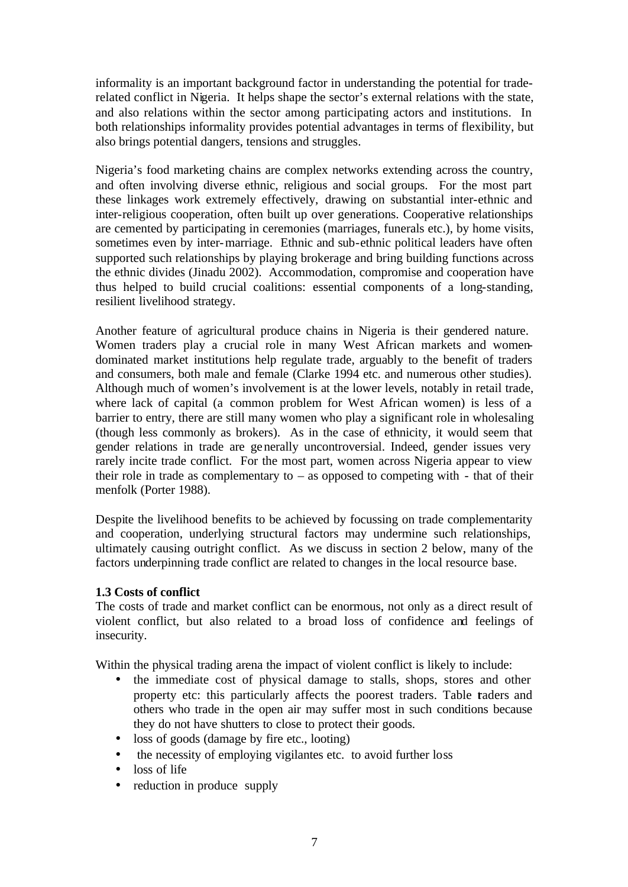informality is an important background factor in understanding the potential for trade-related conflict in Nigeria. It helps shape the sector's external relations with the state, and also relations within the sector among participating actors and institutions. In both relationships informality provides potential advantages in terms of flexibility, but also brings potential dangers, tensions and struggles.

Nigeria's food marketing chains are complex networks extending across the country, and often involving diverse ethnic, religious and social groups. For the most part these linkages work extremely effectively, drawing on substantial inter-ethnic and inter-religious cooperation, often built up over generations. Cooperative relationships are cemented by participating in ceremonies (marriages, funerals etc.), by home visits, sometimes even by inter-marriage. Ethnic and sub-ethnic political leaders have often supported such relationships by playing brokerage and bring building functions across the ethnic divides (Jinadu 2002). Accommodation, compromise and cooperation have thus helped to build crucial coalitions: essential components of a long-standing, resilient livelihood strategy.

Another feature of agricultural produce chains in Nigeria is their gendered nature. Women traders play a crucial role in many West African markets and women-dominated market institutions help regulate trade, arguably to the benefit of traders and consumers, both male and female (Clarke 1994 etc. and numerous other studies). Although much of women's involvement is at the lower levels, notably in retail trade, where lack of capital (a common problem for West African women) is less of a barrier to entry, there are still many women who play a significant role in wholesaling (though less commonly as brokers). As in the case of ethnicity, it would seem that gender relations in trade are generally uncontroversial. Indeed, gender issues very rarely incite trade conflict. For the most part, women across Nigeria appear to view their role in trade as complementary to – as opposed to competing with - that of their menfolk (Porter 1988).

Despite the livelihood benefits to be achieved by focussing on trade complementarity and cooperation, underlying structural factors may undermine such relationships, ultimately causing outright conflict. As we discuss in section 2 below, many of the factors underpinning trade conflict are related to changes in the local resource base.

**1.3 Costs of conflict**

The costs of trade and market conflict can be enormous, not only as a direct result of violent conflict, but also related to a broad loss of confidence and feelings of insecurity.

Within the physical trading arena the impact of violent conflict is likely to include:

- the immediate cost of physical damage to stalls, shops, stores and other property etc: this particularly affects the poorest traders. Table traders and others who trade in the open air may suffer most in such conditions because they do not have shutters to close to protect their goods.
- loss of goods (damage by fire etc., looting)
- the necessity of employing vigilantes etc. to avoid further loss
- loss of life
- reduction in produce supply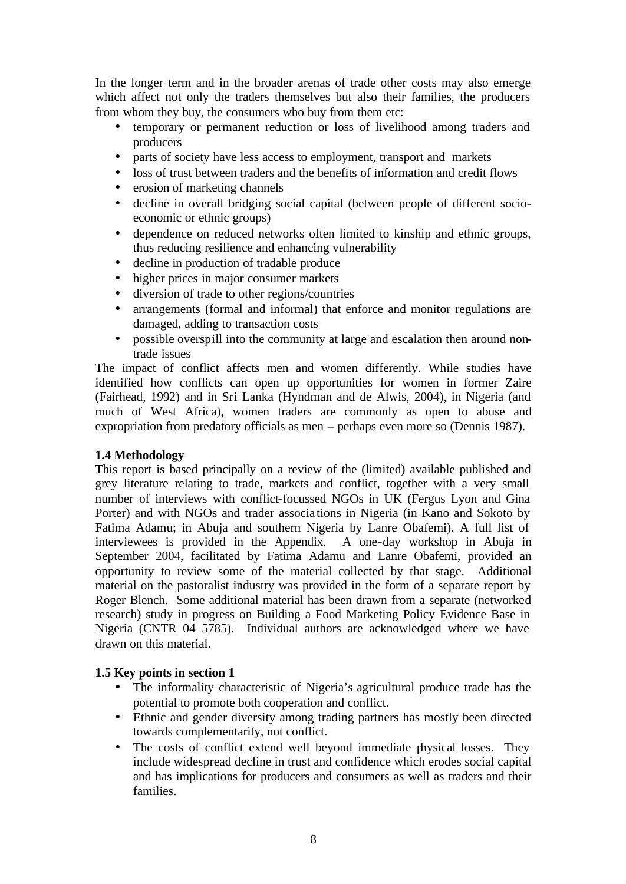In the longer term and in the broader arenas of trade other costs may also emerge which affect not only the traders themselves but also their families, the producers from whom they buy, the consumers who buy from them etc:

- temporary or permanent reduction or loss of livelihood among traders and producers
- parts of society have less access to employment, transport and markets
- loss of trust between traders and the benefits of information and credit flows
- erosion of marketing channels
- decline in overall bridging social capital (between people of different socio-economic or ethnic groups)
- dependence on reduced networks often limited to kinship and ethnic groups, thus reducing resilience and enhancing vulnerability
- decline in production of tradable produce
- higher prices in major consumer markets
- diversion of trade to other regions/countries
- arrangements (formal and informal) that enforce and monitor regulations are damaged, adding to transaction costs
- possible overspill into the community at large and escalation then around non-trade issues

The impact of conflict affects men and women differently. While studies have identified how conflicts can open up opportunities for women in former Zaire (Fairhead, 1992) and in Sri Lanka (Hyndman and de Alwis, 2004), in Nigeria (and much of West Africa), women traders are commonly as open to abuse and expropriation from predatory officials as men – perhaps even more so (Dennis 1987).

### 1.4 Methodology

This report is based principally on a review of the (limited) available published and grey literature relating to trade, markets and conflict, together with a very small number of interviews with conflict-focussed NGOs in UK (Fergus Lyon and Gina Porter) and with NGOs and trader associations in Nigeria (in Kano and Sokoto by Fatima Adamu; in Abuja and southern Nigeria by Lanre Obafemi). A full list of interviewees is provided in the Appendix. A one-day workshop in Abuja in September 2004, facilitated by Fatima Adamu and Lanre Obafemi, provided an opportunity to review some of the material collected by that stage. Additional material on the pastoralist industry was provided in the form of a separate report by Roger Blench. Some additional material has been drawn from a separate (networked research) study in progress on Building a Food Marketing Policy Evidence Base in Nigeria (CNTR 04 5785). Individual authors are acknowledged where we have drawn on this material.

### 1.5 Key points in section 1

- The informality characteristic of Nigeria's agricultural produce trade has the potential to promote both cooperation and conflict.
- Ethnic and gender diversity among trading partners has mostly been directed towards complementarity, not conflict.
- The costs of conflict extend well beyond immediate physical losses. They include widespread decline in trust and confidence which erodes social capital and has implications for producers and consumers as well as traders and their families.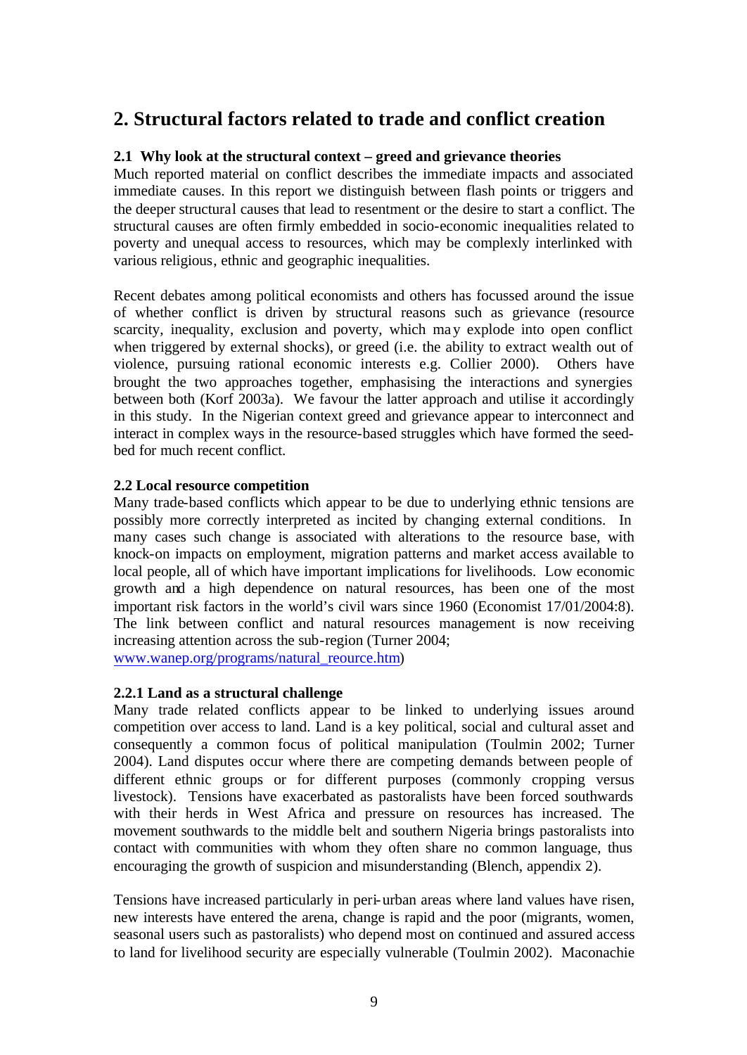## 2. Structural factors related to trade and conflict creation

### 2.1 Why look at the structural context – greed and grievance theories

Much reported material on conflict describes the immediate impacts and associated immediate causes. In this report we distinguish between flash points or triggers and the deeper structural causes that lead to resentment or the desire to start a conflict. The structural causes are often firmly embedded in socio-economic inequalities related to poverty and unequal access to resources, which may be complexly interlinked with various religious, ethnic and geographic inequalities.

Recent debates among political economists and others has focussed around the issue of whether conflict is driven by structural reasons such as grievance (resource scarcity, inequality, exclusion and poverty, which may explode into open conflict when triggered by external shocks), or greed (i.e. the ability to extract wealth out of violence, pursuing rational economic interests e.g. Collier 2000). Others have brought the two approaches together, emphasising the interactions and synergies between both (Korf 2003a). We favour the latter approach and utilise it accordingly in this study. In the Nigerian context greed and grievance appear to interconnect and interact in complex ways in the resource-based struggles which have formed the seed-bed for much recent conflict.

### 2.2 Local resource competition

Many trade-based conflicts which appear to be due to underlying ethnic tensions are possibly more correctly interpreted as incited by changing external conditions. In many cases such change is associated with alterations to the resource base, with knock-on impacts on employment, migration patterns and market access available to local people, all of which have important implications for livelihoods. Low economic growth and a high dependence on natural resources, has been one of the most important risk factors in the world's civil wars since 1960 (Economist 17/01/2004:8). The link between conflict and natural resources management is now receiving increasing attention across the sub-region (Turner 2004; www.wanep.org/programs/natural_reource.htm)

#### 2.2.1 Land as a structural challenge

Many trade related conflicts appear to be linked to underlying issues around competition over access to land. Land is a key political, social and cultural asset and consequently a common focus of political manipulation (Toulmin 2002; Turner 2004). Land disputes occur where there are competing demands between people of different ethnic groups or for different purposes (commonly cropping versus livestock). Tensions have exacerbated as pastoralists have been forced southwards with their herds in West Africa and pressure on resources has increased. The movement southwards to the middle belt and southern Nigeria brings pastoralists into contact with communities with whom they often share no common language, thus encouraging the growth of suspicion and misunderstanding (Blench, appendix 2).

Tensions have increased particularly in peri-urban areas where land values have risen, new interests have entered the arena, change is rapid and the poor (migrants, women, seasonal users such as pastoralists) who depend most on continued and assured access to land for livelihood security are especially vulnerable (Toulmin 2002). Maconachie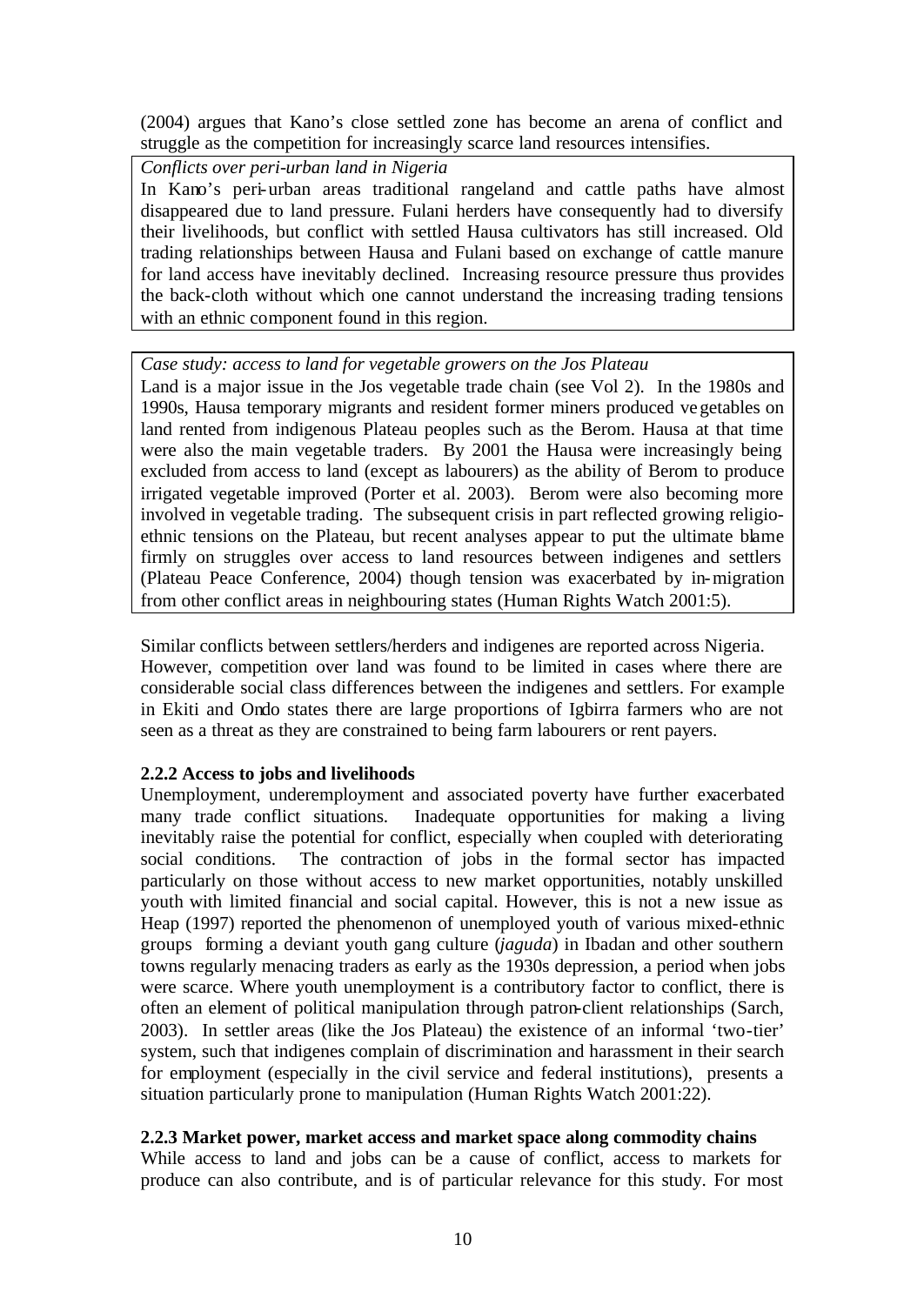(2004) argues that Kano's close settled zone has become an arena of conflict and struggle as the competition for increasingly scarce land resources intensifies.

> *Conflicts over peri-urban land in Nigeria*
>
> In Kano's peri-urban areas traditional rangeland and cattle paths have almost disappeared due to land pressure. Fulani herders have consequently had to diversify their livelihoods, but conflict with settled Hausa cultivators has still increased. Old trading relationships between Hausa and Fulani based on exchange of cattle manure for land access have inevitably declined. Increasing resource pressure thus provides the back-cloth without which one cannot understand the increasing trading tensions with an ethnic component found in this region.

> *Case study: access to land for vegetable growers on the Jos Plateau*
>
> Land is a major issue in the Jos vegetable trade chain (see Vol 2). In the 1980s and 1990s, Hausa temporary migrants and resident former miners produced vegetables on land rented from indigenous Plateau peoples such as the Berom. Hausa at that time were also the main vegetable traders. By 2001 the Hausa were increasingly being excluded from access to land (except as labourers) as the ability of Berom to produce irrigated vegetable improved (Porter et al. 2003). Berom were also becoming more involved in vegetable trading. The subsequent crisis in part reflected growing religio-ethnic tensions on the Plateau, but recent analyses appear to put the ultimate blame firmly on struggles over access to land resources between indigenes and settlers (Plateau Peace Conference, 2004) though tension was exacerbated by in-migration from other conflict areas in neighbouring states (Human Rights Watch 2001:5).

Similar conflicts between settlers/herders and indigenes are reported across Nigeria. However, competition over land was found to be limited in cases where there are considerable social class differences between the indigenes and settlers. For example in Ekiti and Ondo states there are large proportions of Igbirra farmers who are not seen as a threat as they are constrained to being farm labourers or rent payers.

### 2.2.2 Access to jobs and livelihoods

Unemployment, underemployment and associated poverty have further exacerbated many trade conflict situations. Inadequate opportunities for making a living inevitably raise the potential for conflict, especially when coupled with deteriorating social conditions. The contraction of jobs in the formal sector has impacted particularly on those without access to new market opportunities, notably unskilled youth with limited financial and social capital. However, this is not a new issue as Heap (1997) reported the phenomenon of unemployed youth of various mixed-ethnic groups forming a deviant youth gang culture (*jaguda*) in Ibadan and other southern towns regularly menacing traders as early as the 1930s depression, a period when jobs were scarce. Where youth unemployment is a contributory factor to conflict, there is often an element of political manipulation through patron-client relationships (Sarch, 2003). In settler areas (like the Jos Plateau) the existence of an informal 'two-tier' system, such that indigenes complain of discrimination and harassment in their search for employment (especially in the civil service and federal institutions), presents a situation particularly prone to manipulation (Human Rights Watch 2001:22).

### 2.2.3 Market power, market access and market space along commodity chains

While access to land and jobs can be a cause of conflict, access to markets for produce can also contribute, and is of particular relevance for this study. For most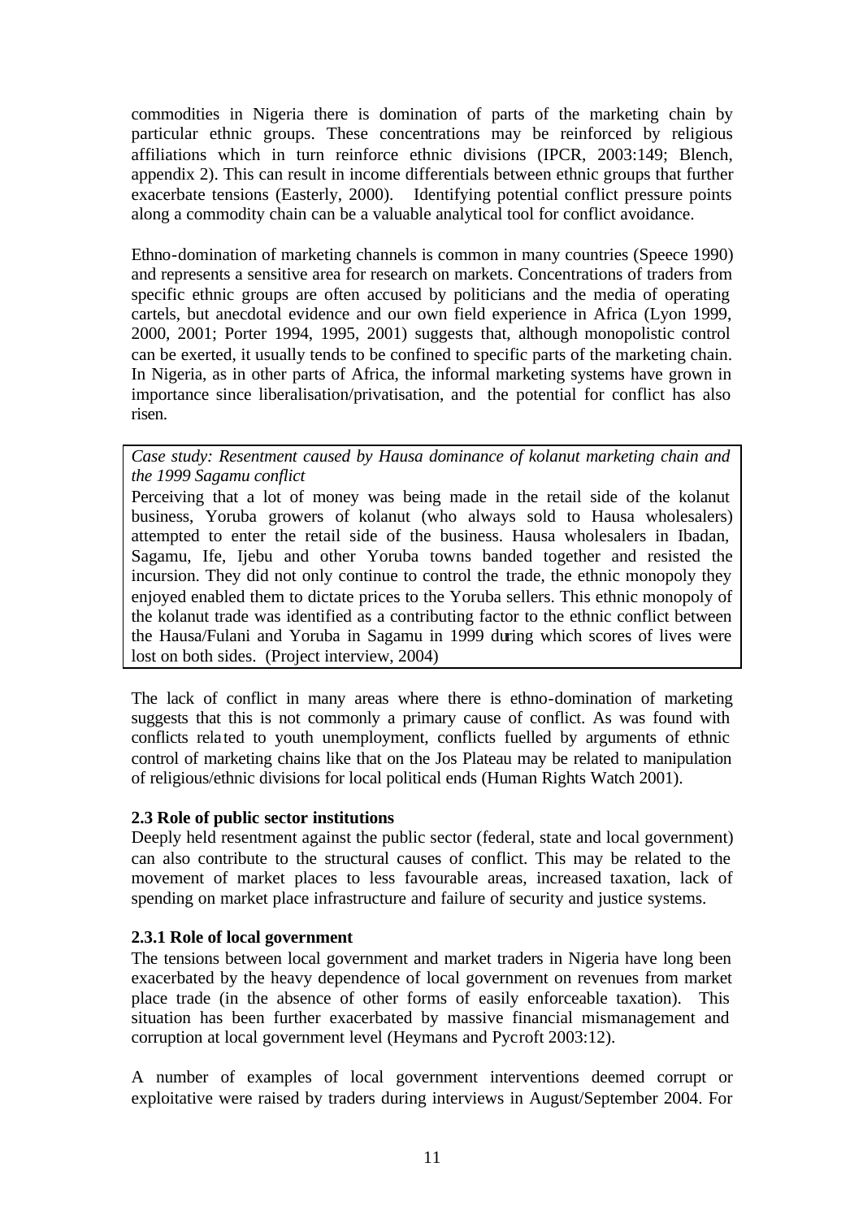commodities in Nigeria there is domination of parts of the marketing chain by particular ethnic groups. These concentrations may be reinforced by religious affiliations which in turn reinforce ethnic divisions (IPCR, 2003:149; Blench, appendix 2). This can result in income differentials between ethnic groups that further exacerbate tensions (Easterly, 2000). Identifying potential conflict pressure points along a commodity chain can be a valuable analytical tool for conflict avoidance.

Ethno-domination of marketing channels is common in many countries (Speece 1990) and represents a sensitive area for research on markets. Concentrations of traders from specific ethnic groups are often accused by politicians and the media of operating cartels, but anecdotal evidence and our own field experience in Africa (Lyon 1999, 2000, 2001; Porter 1994, 1995, 2001) suggests that, although monopolistic control can be exerted, it usually tends to be confined to specific parts of the marketing chain. In Nigeria, as in other parts of Africa, the informal marketing systems have grown in importance since liberalisation/privatisation, and the potential for conflict has also risen.

*Case study: Resentment caused by Hausa dominance of kolanut marketing chain and the 1999 Sagamu conflict*

Perceiving that a lot of money was being made in the retail side of the kolanut business, Yoruba growers of kolanut (who always sold to Hausa wholesalers) attempted to enter the retail side of the business. Hausa wholesalers in Ibadan, Sagamu, Ife, Ijebu and other Yoruba towns banded together and resisted the incursion. They did not only continue to control the trade, the ethnic monopoly they enjoyed enabled them to dictate prices to the Yoruba sellers. This ethnic monopoly of the kolanut trade was identified as a contributing factor to the ethnic conflict between the Hausa/Fulani and Yoruba in Sagamu in 1999 during which scores of lives were lost on both sides. (Project interview, 2004)

The lack of conflict in many areas where there is ethno-domination of marketing suggests that this is not commonly a primary cause of conflict. As was found with conflicts related to youth unemployment, conflicts fuelled by arguments of ethnic control of marketing chains like that on the Jos Plateau may be related to manipulation of religious/ethnic divisions for local political ends (Human Rights Watch 2001).

### 2.3 Role of public sector institutions

Deeply held resentment against the public sector (federal, state and local government) can also contribute to the structural causes of conflict. This may be related to the movement of market places to less favourable areas, increased taxation, lack of spending on market place infrastructure and failure of security and justice systems.

#### 2.3.1 Role of local government

The tensions between local government and market traders in Nigeria have long been exacerbated by the heavy dependence of local government on revenues from market place trade (in the absence of other forms of easily enforceable taxation). This situation has been further exacerbated by massive financial mismanagement and corruption at local government level (Heymans and Pycroft 2003:12).

A number of examples of local government interventions deemed corrupt or exploitative were raised by traders during interviews in August/September 2004. For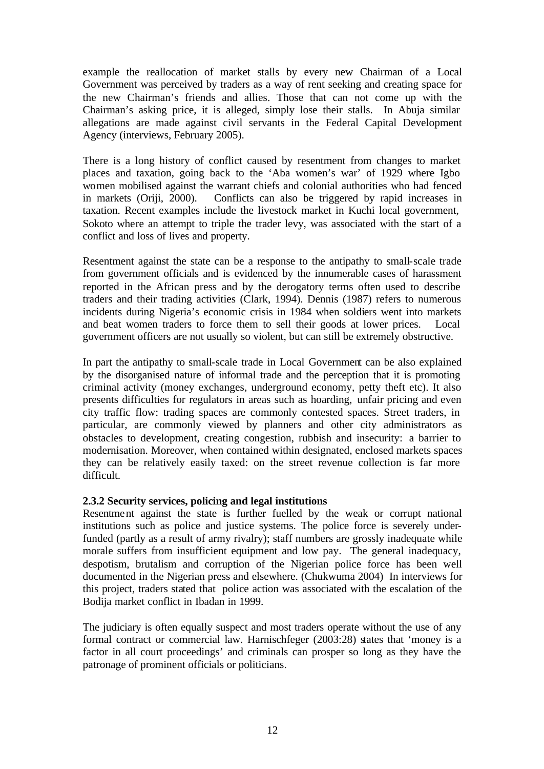example the reallocation of market stalls by every new Chairman of a Local Government was perceived by traders as a way of rent seeking and creating space for the new Chairman's friends and allies. Those that can not come up with the Chairman's asking price, it is alleged, simply lose their stalls. In Abuja similar allegations are made against civil servants in the Federal Capital Development Agency (interviews, February 2005).

There is a long history of conflict caused by resentment from changes to market places and taxation, going back to the 'Aba women's war' of 1929 where Igbo women mobilised against the warrant chiefs and colonial authorities who had fenced in markets (Oriji, 2000). Conflicts can also be triggered by rapid increases in taxation. Recent examples include the livestock market in Kuchi local government, Sokoto where an attempt to triple the trader levy, was associated with the start of a conflict and loss of lives and property.

Resentment against the state can be a response to the antipathy to small-scale trade from government officials and is evidenced by the innumerable cases of harassment reported in the African press and by the derogatory terms often used to describe traders and their trading activities (Clark, 1994). Dennis (1987) refers to numerous incidents during Nigeria's economic crisis in 1984 when soldiers went into markets and beat women traders to force them to sell their goods at lower prices. Local government officers are not usually so violent, but can still be extremely obstructive.

In part the antipathy to small-scale trade in Local Government can be also explained by the disorganised nature of informal trade and the perception that it is promoting criminal activity (money exchanges, underground economy, petty theft etc). It also presents difficulties for regulators in areas such as hoarding, unfair pricing and even city traffic flow: trading spaces are commonly contested spaces. Street traders, in particular, are commonly viewed by planners and other city administrators as obstacles to development, creating congestion, rubbish and insecurity: a barrier to modernisation. Moreover, when contained within designated, enclosed markets spaces they can be relatively easily taxed: on the street revenue collection is far more difficult.

**2.3.2 Security services, policing and legal institutions**

Resentment against the state is further fuelled by the weak or corrupt national institutions such as police and justice systems. The police force is severely under-funded (partly as a result of army rivalry); staff numbers are grossly inadequate while morale suffers from insufficient equipment and low pay. The general inadequacy, despotism, brutalism and corruption of the Nigerian police force has been well documented in the Nigerian press and elsewhere. (Chukwuma 2004) In interviews for this project, traders stated that police action was associated with the escalation of the Bodija market conflict in Ibadan in 1999.

The judiciary is often equally suspect and most traders operate without the use of any formal contract or commercial law. Harnischfeger (2003:28) states that 'money is a factor in all court proceedings' and criminals can prosper so long as they have the patronage of prominent officials or politicians.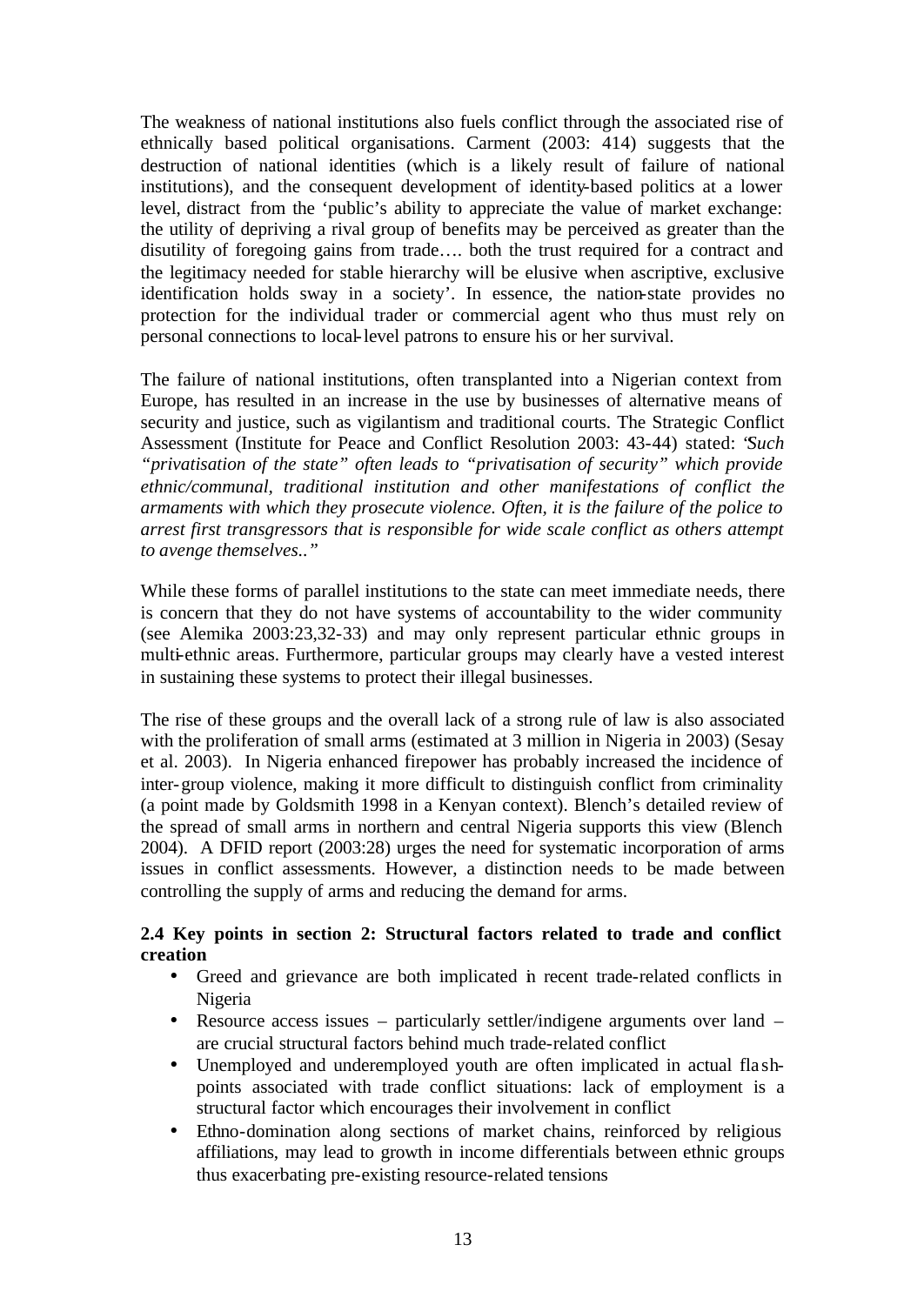The weakness of national institutions also fuels conflict through the associated rise of ethnically based political organisations. Carment (2003: 414) suggests that the destruction of national identities (which is a likely result of failure of national institutions), and the consequent development of identity-based politics at a lower level, distract from the 'public's ability to appreciate the value of market exchange: the utility of depriving a rival group of benefits may be perceived as greater than the disutility of foregoing gains from trade…. both the trust required for a contract and the legitimacy needed for stable hierarchy will be elusive when ascriptive, exclusive identification holds sway in a society'. In essence, the nation-state provides no protection for the individual trader or commercial agent who thus must rely on personal connections to local-level patrons to ensure his or her survival.

The failure of national institutions, often transplanted into a Nigerian context from Europe, has resulted in an increase in the use by businesses of alternative means of security and justice, such as vigilantism and traditional courts. The Strategic Conflict Assessment (Institute for Peace and Conflict Resolution 2003: 43-44) stated: "*Such "privatisation of the state" often leads to "privatisation of security" which provide ethnic/communal, traditional institution and other manifestations of conflict the armaments with which they prosecute violence. Often, it is the failure of the police to arrest first transgressors that is responsible for wide scale conflict as others attempt to avenge themselves..*"

While these forms of parallel institutions to the state can meet immediate needs, there is concern that they do not have systems of accountability to the wider community (see Alemika 2003:23,32-33) and may only represent particular ethnic groups in multi-ethnic areas. Furthermore, particular groups may clearly have a vested interest in sustaining these systems to protect their illegal businesses.

The rise of these groups and the overall lack of a strong rule of law is also associated with the proliferation of small arms (estimated at 3 million in Nigeria in 2003) (Sesay et al. 2003). In Nigeria enhanced firepower has probably increased the incidence of inter-group violence, making it more difficult to distinguish conflict from criminality (a point made by Goldsmith 1998 in a Kenyan context). Blench's detailed review of the spread of small arms in northern and central Nigeria supports this view (Blench 2004). A DFID report (2003:28) urges the need for systematic incorporation of arms issues in conflict assessments. However, a distinction needs to be made between controlling the supply of arms and reducing the demand for arms.

**2.4 Key points in section 2: Structural factors related to trade and conflict creation**

- Greed and grievance are both implicated in recent trade-related conflicts in Nigeria
- Resource access issues – particularly settler/indigene arguments over land – are crucial structural factors behind much trade-related conflict
- Unemployed and underemployed youth are often implicated in actual flash-points associated with trade conflict situations: lack of employment is a structural factor which encourages their involvement in conflict
- Ethno-domination along sections of market chains, reinforced by religious affiliations, may lead to growth in income differentials between ethnic groups thus exacerbating pre-existing resource-related tensions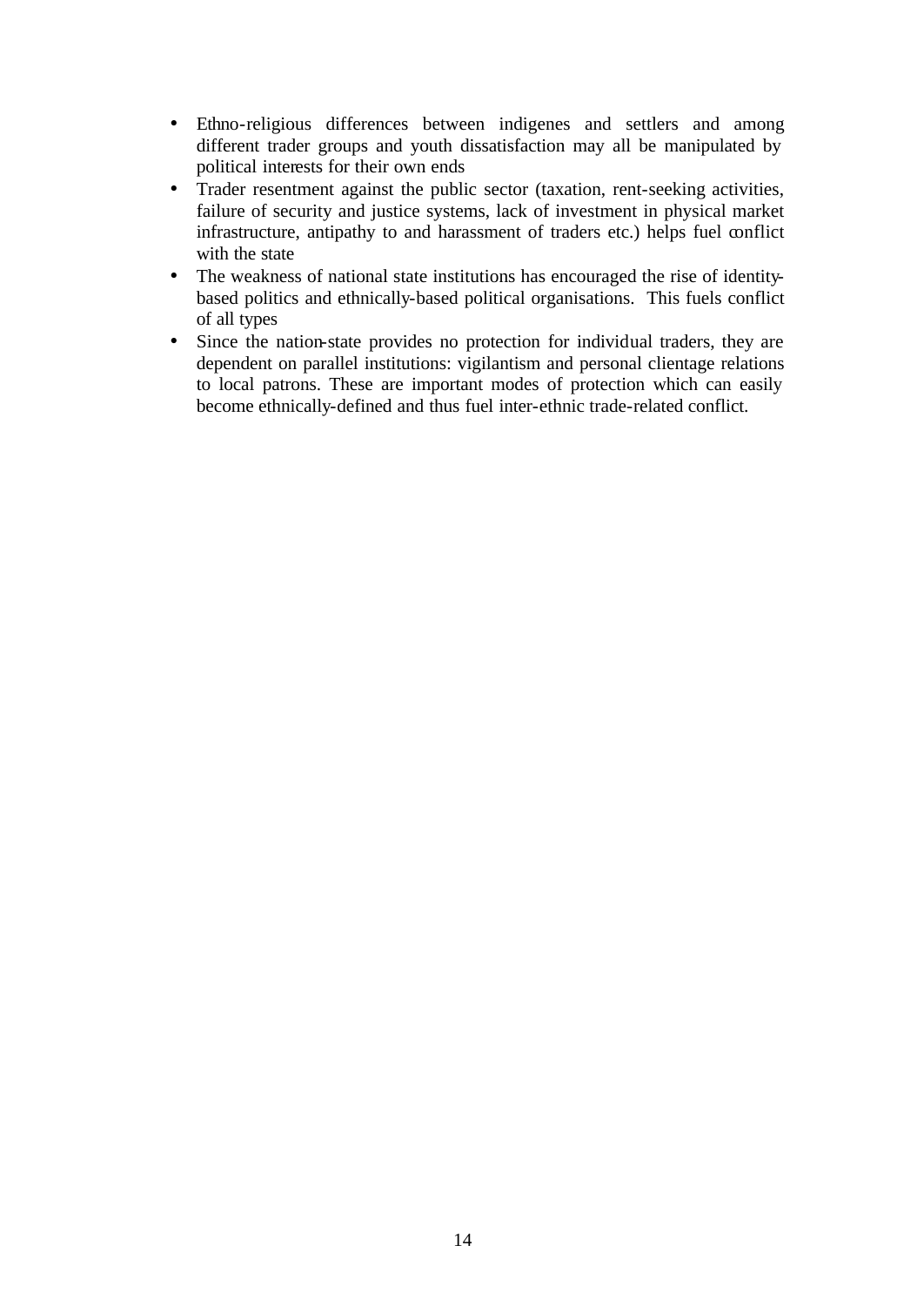- Ethno-religious differences between indigenes and settlers and among different trader groups and youth dissatisfaction may all be manipulated by political interests for their own ends
- Trader resentment against the public sector (taxation, rent-seeking activities, failure of security and justice systems, lack of investment in physical market infrastructure, antipathy to and harassment of traders etc.) helps fuel conflict with the state
- The weakness of national state institutions has encouraged the rise of identity-based politics and ethnically-based political organisations. This fuels conflict of all types
- Since the nation-state provides no protection for individual traders, they are dependent on parallel institutions: vigilantism and personal clientage relations to local patrons. These are important modes of protection which can easily become ethnically-defined and thus fuel inter-ethnic trade-related conflict.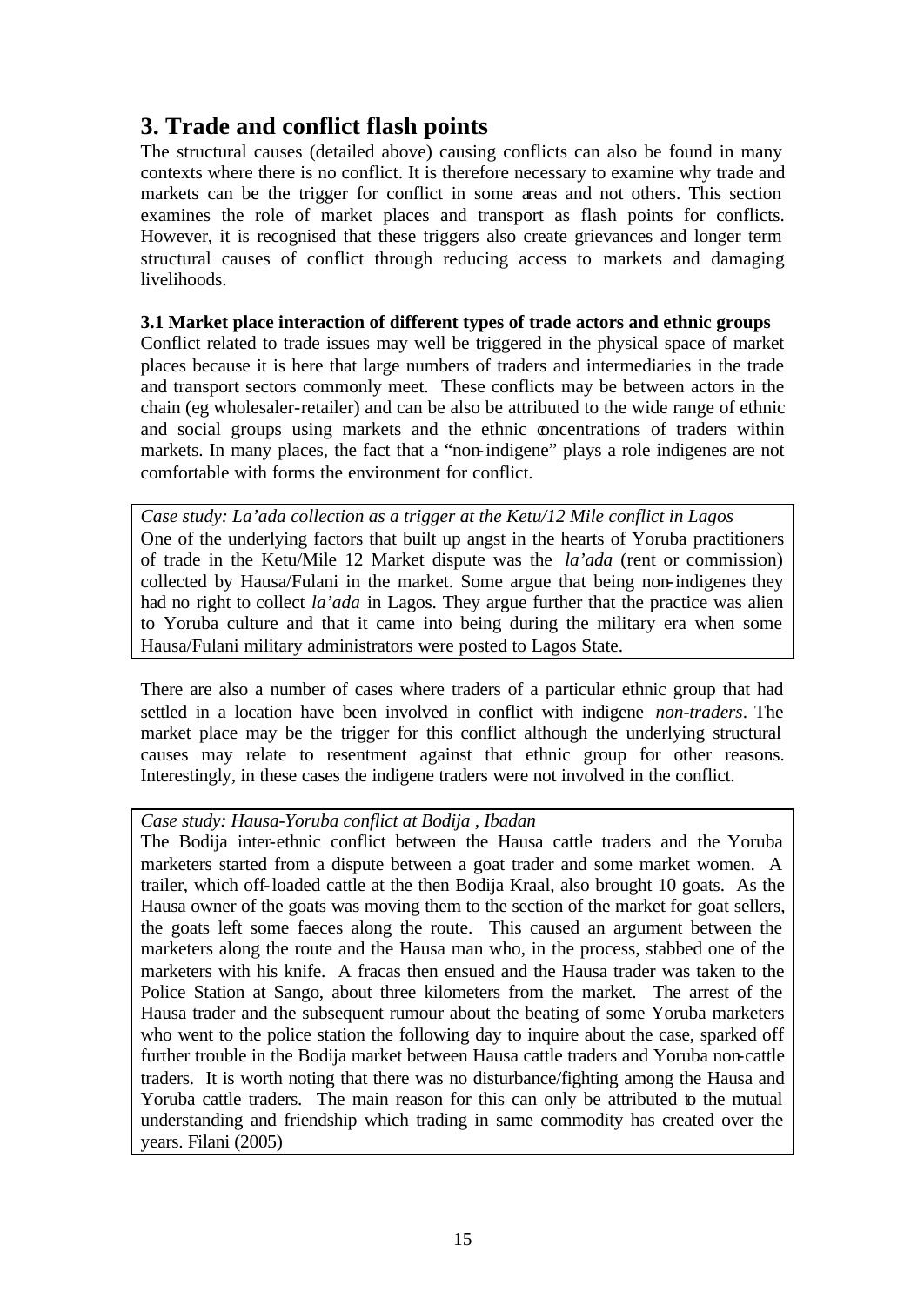## 3. Trade and conflict flash points

The structural causes (detailed above) causing conflicts can also be found in many contexts where there is no conflict. It is therefore necessary to examine why trade and markets can be the trigger for conflict in some areas and not others. This section examines the role of market places and transport as flash points for conflicts. However, it is recognised that these triggers also create grievances and longer term structural causes of conflict through reducing access to markets and damaging livelihoods.

### 3.1 Market place interaction of different types of trade actors and ethnic groups

Conflict related to trade issues may well be triggered in the physical space of market places because it is here that large numbers of traders and intermediaries in the trade and transport sectors commonly meet. These conflicts may be between actors in the chain (eg wholesaler-retailer) and can be also be attributed to the wide range of ethnic and social groups using markets and the ethnic concentrations of traders within markets. In many places, the fact that a "non-indigene" plays a role indigenes are not comfortable with forms the environment for conflict.

*Case study: La'ada collection as a trigger at the Ketu/12 Mile conflict in Lagos*

One of the underlying factors that built up angst in the hearts of Yoruba practitioners of trade in the Ketu/Mile 12 Market dispute was the *la'ada* (rent or commission) collected by Hausa/Fulani in the market. Some argue that being non-indigenes they had no right to collect *la'ada* in Lagos. They argue further that the practice was alien to Yoruba culture and that it came into being during the military era when some Hausa/Fulani military administrators were posted to Lagos State.

There are also a number of cases where traders of a particular ethnic group that had settled in a location have been involved in conflict with indigene *non-traders*. The market place may be the trigger for this conflict although the underlying structural causes may relate to resentment against that ethnic group for other reasons. Interestingly, in these cases the indigene traders were not involved in the conflict.

*Case study: Hausa-Yoruba conflict at Bodija , Ibadan*

The Bodija inter-ethnic conflict between the Hausa cattle traders and the Yoruba marketers started from a dispute between a goat trader and some market women. A trailer, which off-loaded cattle at the then Bodija Kraal, also brought 10 goats. As the Hausa owner of the goats was moving them to the section of the market for goat sellers, the goats left some faeces along the route. This caused an argument between the marketers along the route and the Hausa man who, in the process, stabbed one of the marketers with his knife. A fracas then ensued and the Hausa trader was taken to the Police Station at Sango, about three kilometers from the market. The arrest of the Hausa trader and the subsequent rumour about the beating of some Yoruba marketers who went to the police station the following day to inquire about the case, sparked off further trouble in the Bodija market between Hausa cattle traders and Yoruba non-cattle traders. It is worth noting that there was no disturbance/fighting among the Hausa and Yoruba cattle traders. The main reason for this can only be attributed to the mutual understanding and friendship which trading in same commodity has created over the years. Filani (2005)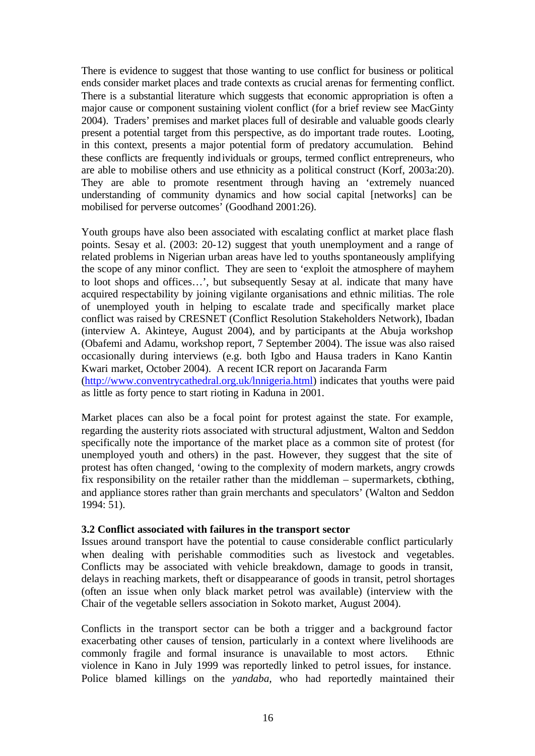There is evidence to suggest that those wanting to use conflict for business or political ends consider market places and trade contexts as crucial arenas for fermenting conflict. There is a substantial literature which suggests that economic appropriation is often a major cause or component sustaining violent conflict (for a brief review see MacGinty 2004). Traders' premises and market places full of desirable and valuable goods clearly present a potential target from this perspective, as do important trade routes. Looting, in this context, presents a major potential form of predatory accumulation. Behind these conflicts are frequently individuals or groups, termed conflict entrepreneurs, who are able to mobilise others and use ethnicity as a political construct (Korf, 2003a:20). They are able to promote resentment through having an 'extremely nuanced understanding of community dynamics and how social capital [networks] can be mobilised for perverse outcomes' (Goodhand 2001:26).

Youth groups have also been associated with escalating conflict at market place flash points. Sesay et al. (2003: 20-12) suggest that youth unemployment and a range of related problems in Nigerian urban areas have led to youths spontaneously amplifying the scope of any minor conflict. They are seen to 'exploit the atmosphere of mayhem to loot shops and offices…', but subsequently Sesay at al. indicate that many have acquired respectability by joining vigilante organisations and ethnic militias. The role of unemployed youth in helping to escalate trade and specifically market place conflict was raised by CRESNET (Conflict Resolution Stakeholders Network), Ibadan (interview A. Akinteye, August 2004), and by participants at the Abuja workshop (Obafemi and Adamu, workshop report, 7 September 2004). The issue was also raised occasionally during interviews (e.g. both Igbo and Hausa traders in Kano Kantin Kwari market, October 2004). A recent ICR report on Jacaranda Farm (http://www.conventrycathedral.org.uk/lnnigeria.html) indicates that youths were paid as little as forty pence to start rioting in Kaduna in 2001.

Market places can also be a focal point for protest against the state. For example, regarding the austerity riots associated with structural adjustment, Walton and Seddon specifically note the importance of the market place as a common site of protest (for unemployed youth and others) in the past. However, they suggest that the site of protest has often changed, 'owing to the complexity of modern markets, angry crowds fix responsibility on the retailer rather than the middleman – supermarkets, clothing, and appliance stores rather than grain merchants and speculators' (Walton and Seddon 1994: 51).

**3.2 Conflict associated with failures in the transport sector**

Issues around transport have the potential to cause considerable conflict particularly when dealing with perishable commodities such as livestock and vegetables. Conflicts may be associated with vehicle breakdown, damage to goods in transit, delays in reaching markets, theft or disappearance of goods in transit, petrol shortages (often an issue when only black market petrol was available) (interview with the Chair of the vegetable sellers association in Sokoto market, August 2004).

Conflicts in the transport sector can be both a trigger and a background factor exacerbating other causes of tension, particularly in a context where livelihoods are commonly fragile and formal insurance is unavailable to most actors. Ethnic violence in Kano in July 1999 was reportedly linked to petrol issues, for instance. Police blamed killings on the *yandaba*, who had reportedly maintained their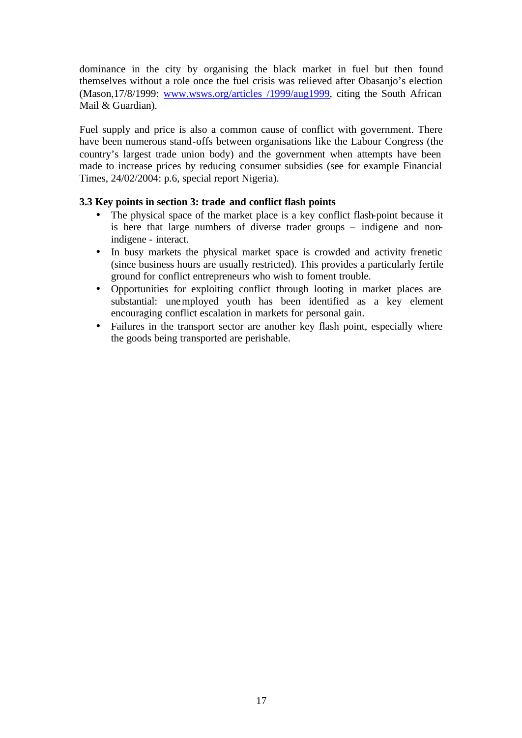dominance in the city by organising the black market in fuel but then found themselves without a role once the fuel crisis was relieved after Obasanjo's election (Mason,17/8/1999: www.wsws.org/articles /1999/aug1999, citing the South African Mail & Guardian).

Fuel supply and price is also a common cause of conflict with government. There have been numerous stand-offs between organisations like the Labour Congress (the country's largest trade union body) and the government when attempts have been made to increase prices by reducing consumer subsidies (see for example Financial Times, 24/02/2004: p.6, special report Nigeria).

### 3.3 Key points in section 3: trade and conflict flash points

- The physical space of the market place is a key conflict flash-point because it is here that large numbers of diverse trader groups – indigene and non-indigene - interact.
- In busy markets the physical market space is crowded and activity frenetic (since business hours are usually restricted). This provides a particularly fertile ground for conflict entrepreneurs who wish to foment trouble.
- Opportunities for exploiting conflict through looting in market places are substantial: unemployed youth has been identified as a key element encouraging conflict escalation in markets for personal gain.
- Failures in the transport sector are another key flash point, especially where the goods being transported are perishable.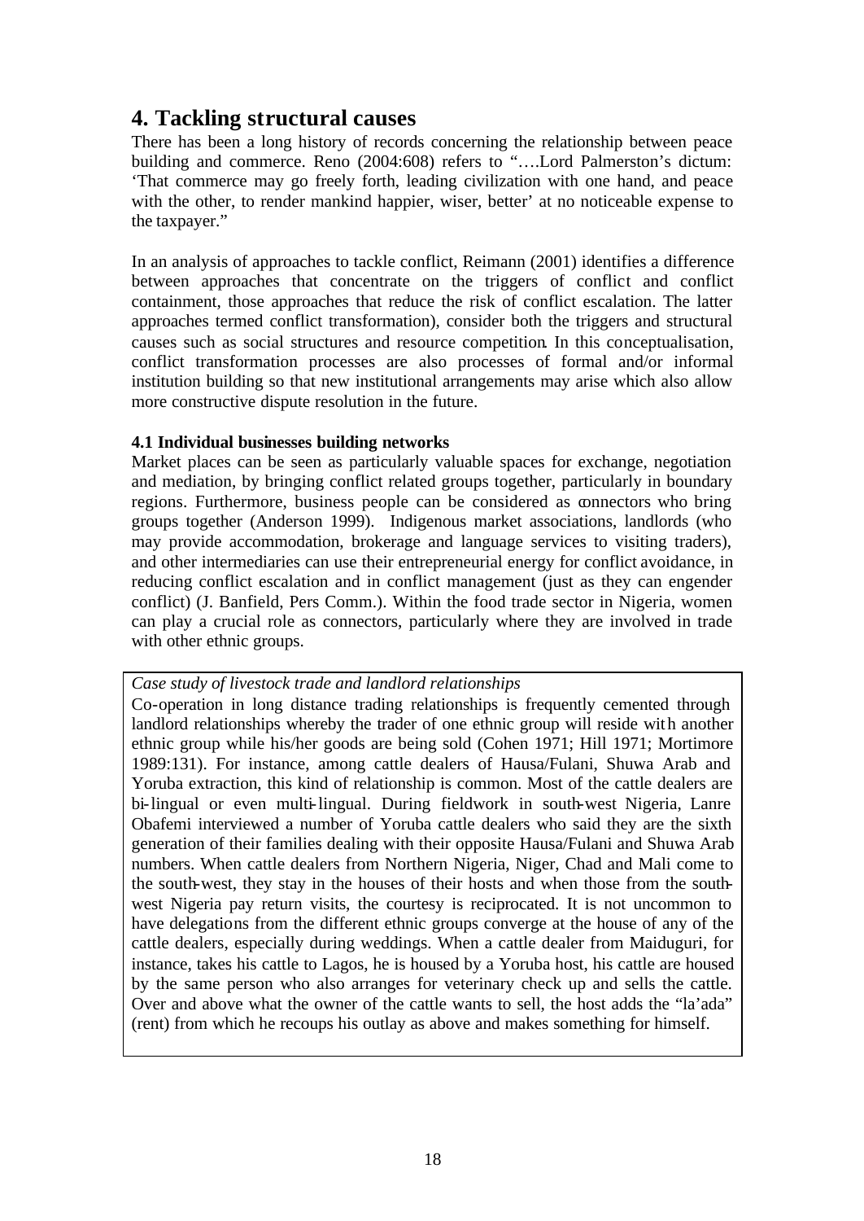## 4. Tackling structural causes

There has been a long history of records concerning the relationship between peace building and commerce. Reno (2004:608) refers to "….Lord Palmerston's dictum: 'That commerce may go freely forth, leading civilization with one hand, and peace with the other, to render mankind happier, wiser, better' at no noticeable expense to the taxpayer."

In an analysis of approaches to tackle conflict, Reimann (2001) identifies a difference between approaches that concentrate on the triggers of conflict and conflict containment, those approaches that reduce the risk of conflict escalation. The latter approaches termed conflict transformation), consider both the triggers and structural causes such as social structures and resource competition. In this conceptualisation, conflict transformation processes are also processes of formal and/or informal institution building so that new institutional arrangements may arise which also allow more constructive dispute resolution in the future.

### 4.1 Individual businesses building networks

Market places can be seen as particularly valuable spaces for exchange, negotiation and mediation, by bringing conflict related groups together, particularly in boundary regions. Furthermore, business people can be considered as connectors who bring groups together (Anderson 1999). Indigenous market associations, landlords (who may provide accommodation, brokerage and language services to visiting traders), and other intermediaries can use their entrepreneurial energy for conflict avoidance, in reducing conflict escalation and in conflict management (just as they can engender conflict) (J. Banfield, Pers Comm.). Within the food trade sector in Nigeria, women can play a crucial role as connectors, particularly where they are involved in trade with other ethnic groups.

*Case study of livestock trade and landlord relationships*

Co-operation in long distance trading relationships is frequently cemented through landlord relationships whereby the trader of one ethnic group will reside with another ethnic group while his/her goods are being sold (Cohen 1971; Hill 1971; Mortimore 1989:131). For instance, among cattle dealers of Hausa/Fulani, Shuwa Arab and Yoruba extraction, this kind of relationship is common. Most of the cattle dealers are bi-lingual or even multi-lingual. During fieldwork in south-west Nigeria, Lanre Obafemi interviewed a number of Yoruba cattle dealers who said they are the sixth generation of their families dealing with their opposite Hausa/Fulani and Shuwa Arab numbers. When cattle dealers from Northern Nigeria, Niger, Chad and Mali come to the south-west, they stay in the houses of their hosts and when those from the south-west Nigeria pay return visits, the courtesy is reciprocated. It is not uncommon to have delegations from the different ethnic groups converge at the house of any of the cattle dealers, especially during weddings. When a cattle dealer from Maiduguri, for instance, takes his cattle to Lagos, he is housed by a Yoruba host, his cattle are housed by the same person who also arranges for veterinary check up and sells the cattle. Over and above what the owner of the cattle wants to sell, the host adds the "la'ada" (rent) from which he recoups his outlay as above and makes something for himself.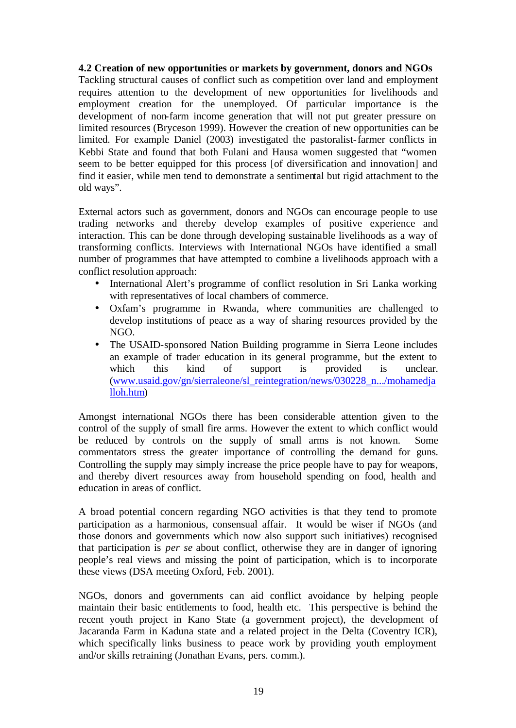**4.2 Creation of new opportunities or markets by government, donors and NGOs**

Tackling structural causes of conflict such as competition over land and employment requires attention to the development of new opportunities for livelihoods and employment creation for the unemployed. Of particular importance is the development of non-farm income generation that will not put greater pressure on limited resources (Bryceson 1999). However the creation of new opportunities can be limited. For example Daniel (2003) investigated the pastoralist-farmer conflicts in Kebbi State and found that both Fulani and Hausa women suggested that "women seem to be better equipped for this process [of diversification and innovation] and find it easier, while men tend to demonstrate a sentimental but rigid attachment to the old ways".

External actors such as government, donors and NGOs can encourage people to use trading networks and thereby develop examples of positive experience and interaction. This can be done through developing sustainable livelihoods as a way of transforming conflicts. Interviews with International NGOs have identified a small number of programmes that have attempted to combine a livelihoods approach with a conflict resolution approach:

- International Alert's programme of conflict resolution in Sri Lanka working with representatives of local chambers of commerce.
- Oxfam's programme in Rwanda, where communities are challenged to develop institutions of peace as a way of sharing resources provided by the NGO.
- The USAID-sponsored Nation Building programme in Sierra Leone includes an example of trader education in its general programme, but the extent to which this kind of support is provided is unclear. (www.usaid.gov/gn/sierraleone/sl_reintegration/news/030228_n.../mohamedjalloh.htm)

Amongst international NGOs there has been considerable attention given to the control of the supply of small fire arms. However the extent to which conflict would be reduced by controls on the supply of small arms is not known. Some commentators stress the greater importance of controlling the demand for guns. Controlling the supply may simply increase the price people have to pay for weapons, and thereby divert resources away from household spending on food, health and education in areas of conflict.

A broad potential concern regarding NGO activities is that they tend to promote participation as a harmonious, consensual affair. It would be wiser if NGOs (and those donors and governments which now also support such initiatives) recognised that participation is *per se* about conflict, otherwise they are in danger of ignoring people's real views and missing the point of participation, which is to incorporate these views (DSA meeting Oxford, Feb. 2001).

NGOs, donors and governments can aid conflict avoidance by helping people maintain their basic entitlements to food, health etc. This perspective is behind the recent youth project in Kano State (a government project), the development of Jacaranda Farm in Kaduna state and a related project in the Delta (Coventry ICR), which specifically links business to peace work by providing youth employment and/or skills retraining (Jonathan Evans, pers. comm.).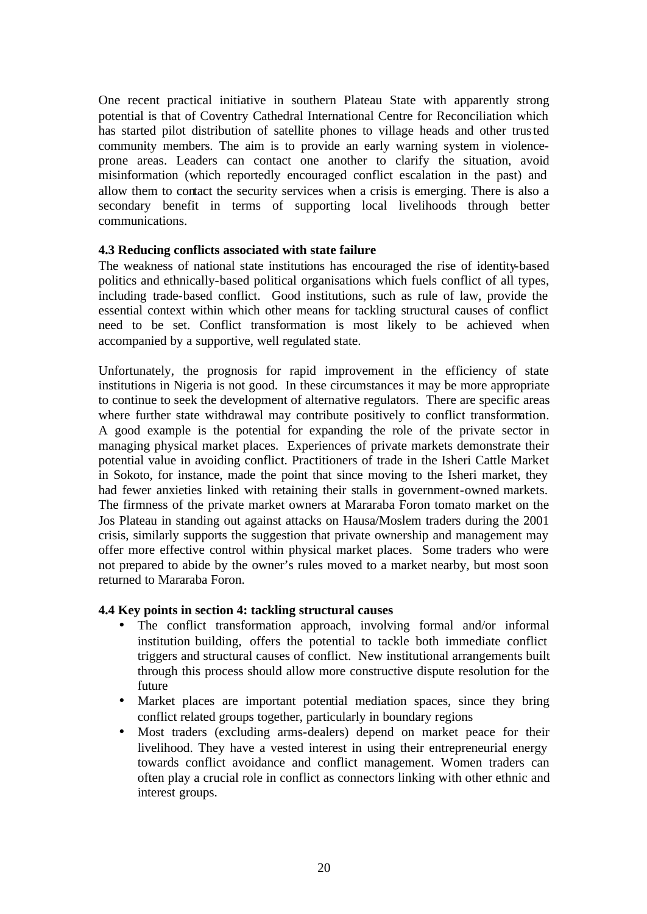One recent practical initiative in southern Plateau State with apparently strong potential is that of Coventry Cathedral International Centre for Reconciliation which has started pilot distribution of satellite phones to village heads and other trusted community members. The aim is to provide an early warning system in violence-prone areas. Leaders can contact one another to clarify the situation, avoid misinformation (which reportedly encouraged conflict escalation in the past) and allow them to contact the security services when a crisis is emerging. There is also a secondary benefit in terms of supporting local livelihoods through better communications.

### 4.3 Reducing conflicts associated with state failure

The weakness of national state institutions has encouraged the rise of identity-based politics and ethnically-based political organisations which fuels conflict of all types, including trade-based conflict. Good institutions, such as rule of law, provide the essential context within which other means for tackling structural causes of conflict need to be set. Conflict transformation is most likely to be achieved when accompanied by a supportive, well regulated state.

Unfortunately, the prognosis for rapid improvement in the efficiency of state institutions in Nigeria is not good. In these circumstances it may be more appropriate to continue to seek the development of alternative regulators. There are specific areas where further state withdrawal may contribute positively to conflict transformation. A good example is the potential for expanding the role of the private sector in managing physical market places. Experiences of private markets demonstrate their potential value in avoiding conflict. Practitioners of trade in the Isheri Cattle Market in Sokoto, for instance, made the point that since moving to the Isheri market, they had fewer anxieties linked with retaining their stalls in government-owned markets. The firmness of the private market owners at Mararaba Foron tomato market on the Jos Plateau in standing out against attacks on Hausa/Moslem traders during the 2001 crisis, similarly supports the suggestion that private ownership and management may offer more effective control within physical market places. Some traders who were not prepared to abide by the owner's rules moved to a market nearby, but most soon returned to Mararaba Foron.

### 4.4 Key points in section 4: tackling structural causes

- The conflict transformation approach, involving formal and/or informal institution building, offers the potential to tackle both immediate conflict triggers and structural causes of conflict. New institutional arrangements built through this process should allow more constructive dispute resolution for the future
- Market places are important potential mediation spaces, since they bring conflict related groups together, particularly in boundary regions
- Most traders (excluding arms-dealers) depend on market peace for their livelihood. They have a vested interest in using their entrepreneurial energy towards conflict avoidance and conflict management. Women traders can often play a crucial role in conflict as connectors linking with other ethnic and interest groups.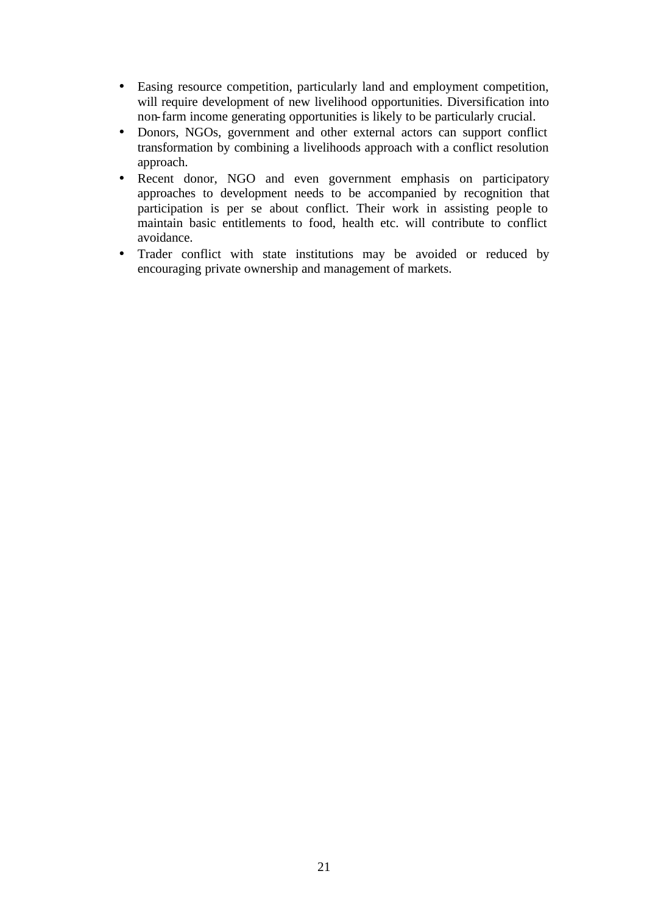- Easing resource competition, particularly land and employment competition, will require development of new livelihood opportunities. Diversification into non-farm income generating opportunities is likely to be particularly crucial.
- Donors, NGOs, government and other external actors can support conflict transformation by combining a livelihoods approach with a conflict resolution approach.
- Recent donor, NGO and even government emphasis on participatory approaches to development needs to be accompanied by recognition that participation is per se about conflict. Their work in assisting people to maintain basic entitlements to food, health etc. will contribute to conflict avoidance.
- Trader conflict with state institutions may be avoided or reduced by encouraging private ownership and management of markets.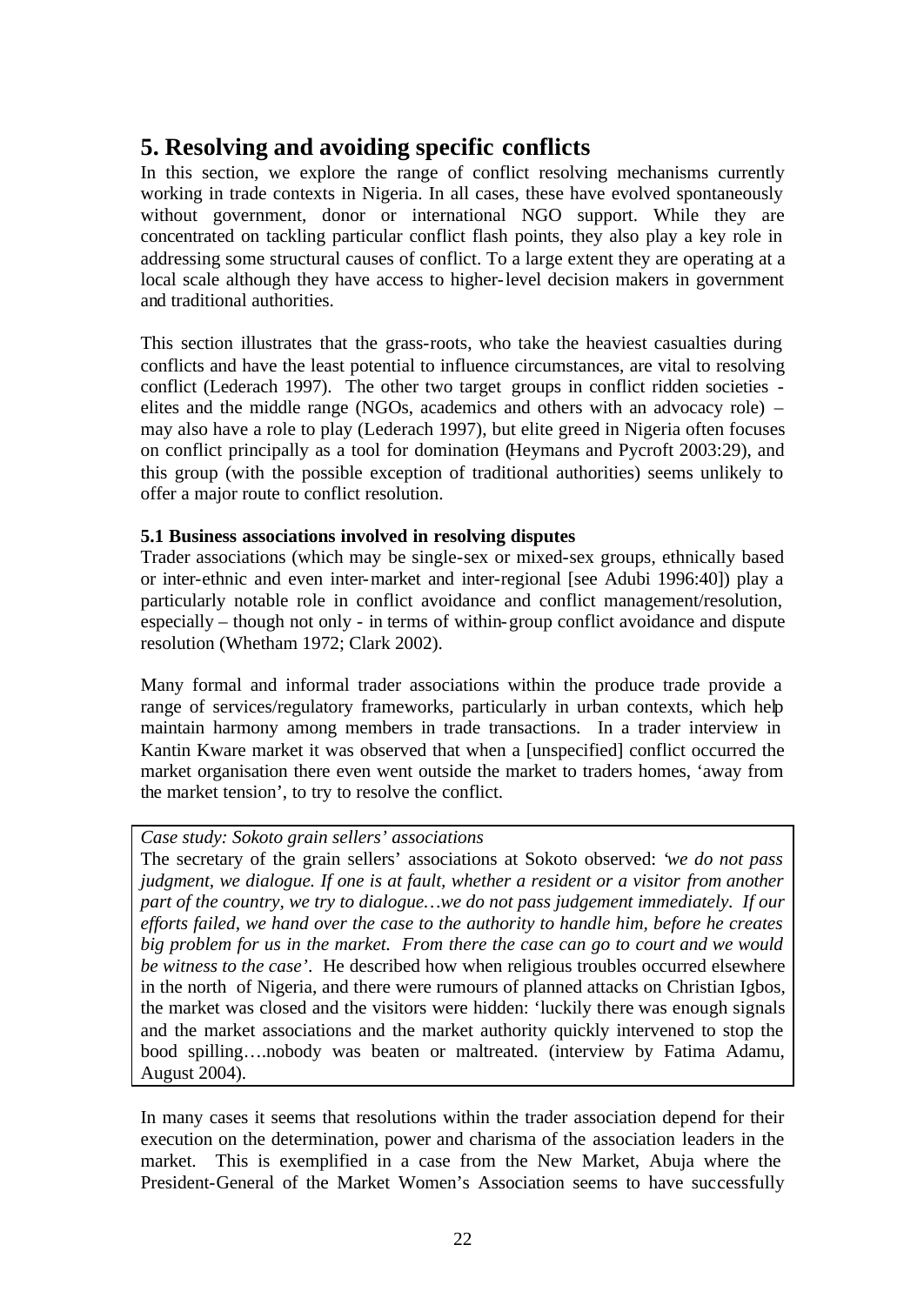# 5. Resolving and avoiding specific conflicts

In this section, we explore the range of conflict resolving mechanisms currently working in trade contexts in Nigeria. In all cases, these have evolved spontaneously without government, donor or international NGO support. While they are concentrated on tackling particular conflict flash points, they also play a key role in addressing some structural causes of conflict. To a large extent they are operating at a local scale although they have access to higher-level decision makers in government and traditional authorities.

This section illustrates that the grass-roots, who take the heaviest casualties during conflicts and have the least potential to influence circumstances, are vital to resolving conflict (Lederach 1997). The other two target groups in conflict ridden societies - elites and the middle range (NGOs, academics and others with an advocacy role) – may also have a role to play (Lederach 1997), but elite greed in Nigeria often focuses on conflict principally as a tool for domination (Heymans and Pycroft 2003:29), and this group (with the possible exception of traditional authorities) seems unlikely to offer a major route to conflict resolution.

### 5.1 Business associations involved in resolving disputes

Trader associations (which may be single-sex or mixed-sex groups, ethnically based or inter-ethnic and even inter-market and inter-regional [see Adubi 1996:40]) play a particularly notable role in conflict avoidance and conflict management/resolution, especially – though not only - in terms of within-group conflict avoidance and dispute resolution (Whetham 1972; Clark 2002).

Many formal and informal trader associations within the produce trade provide a range of services/regulatory frameworks, particularly in urban contexts, which help maintain harmony among members in trade transactions. In a trader interview in Kantin Kware market it was observed that when a [unspecified] conflict occurred the market organisation there even went outside the market to traders homes, 'away from the market tension', to try to resolve the conflict.

> *Case study: Sokoto grain sellers' associations*
>
> The secretary of the grain sellers' associations at Sokoto observed: '*we do not pass judgment, we dialogue. If one is at fault, whether a resident or a visitor from another part of the country, we try to dialogue…we do not pass judgement immediately. If our efforts failed, we hand over the case to the authority to handle him, before he creates big problem for us in the market. From there the case can go to court and we would be witness to the case*'. He described how when religious troubles occurred elsewhere in the north of Nigeria, and there were rumours of planned attacks on Christian Igbos, the market was closed and the visitors were hidden: 'luckily there was enough signals and the market associations and the market authority quickly intervened to stop the bood spilling….nobody was beaten or maltreated. (interview by Fatima Adamu, August 2004).

In many cases it seems that resolutions within the trader association depend for their execution on the determination, power and charisma of the association leaders in the market. This is exemplified in a case from the New Market, Abuja where the President-General of the Market Women's Association seems to have successfully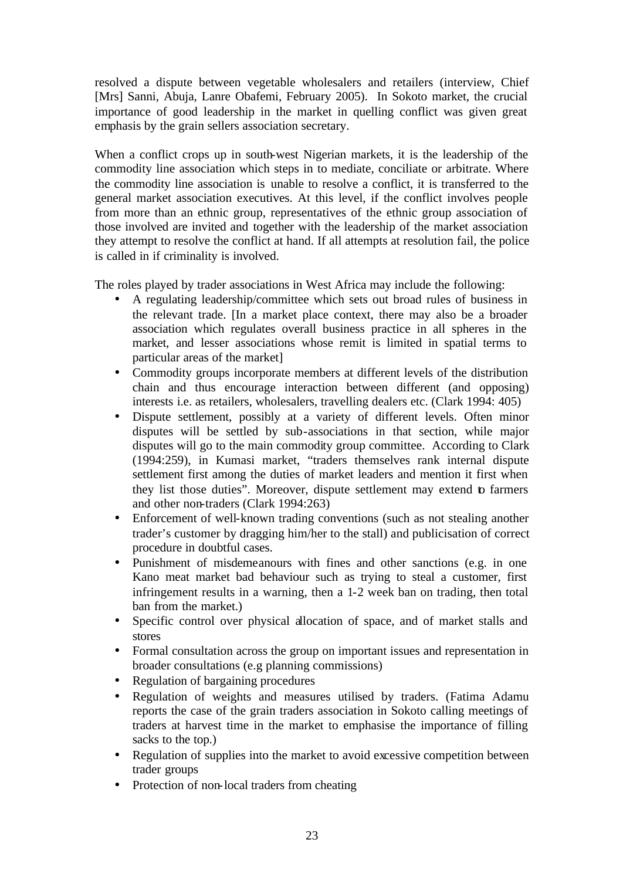resolved a dispute between vegetable wholesalers and retailers (interview, Chief [Mrs] Sanni, Abuja, Lanre Obafemi, February 2005). In Sokoto market, the crucial importance of good leadership in the market in quelling conflict was given great emphasis by the grain sellers association secretary.

When a conflict crops up in south-west Nigerian markets, it is the leadership of the commodity line association which steps in to mediate, conciliate or arbitrate. Where the commodity line association is unable to resolve a conflict, it is transferred to the general market association executives. At this level, if the conflict involves people from more than an ethnic group, representatives of the ethnic group association of those involved are invited and together with the leadership of the market association they attempt to resolve the conflict at hand. If all attempts at resolution fail, the police is called in if criminality is involved.

The roles played by trader associations in West Africa may include the following:

- A regulating leadership/committee which sets out broad rules of business in the relevant trade. [In a market place context, there may also be a broader association which regulates overall business practice in all spheres in the market, and lesser associations whose remit is limited in spatial terms to particular areas of the market]
- Commodity groups incorporate members at different levels of the distribution chain and thus encourage interaction between different (and opposing) interests i.e. as retailers, wholesalers, travelling dealers etc. (Clark 1994: 405)
- Dispute settlement, possibly at a variety of different levels. Often minor disputes will be settled by sub-associations in that section, while major disputes will go to the main commodity group committee. According to Clark (1994:259), in Kumasi market, "traders themselves rank internal dispute settlement first among the duties of market leaders and mention it first when they list those duties". Moreover, dispute settlement may extend to farmers and other non-traders (Clark 1994:263)
- Enforcement of well-known trading conventions (such as not stealing another trader's customer by dragging him/her to the stall) and publicisation of correct procedure in doubtful cases.
- Punishment of misdemeanours with fines and other sanctions (e.g. in one Kano meat market bad behaviour such as trying to steal a customer, first infringement results in a warning, then a 1-2 week ban on trading, then total ban from the market.)
- Specific control over physical allocation of space, and of market stalls and stores
- Formal consultation across the group on important issues and representation in broader consultations (e.g planning commissions)
- Regulation of bargaining procedures
- Regulation of weights and measures utilised by traders. (Fatima Adamu reports the case of the grain traders association in Sokoto calling meetings of traders at harvest time in the market to emphasise the importance of filling sacks to the top.)
- Regulation of supplies into the market to avoid excessive competition between trader groups
- Protection of non-local traders from cheating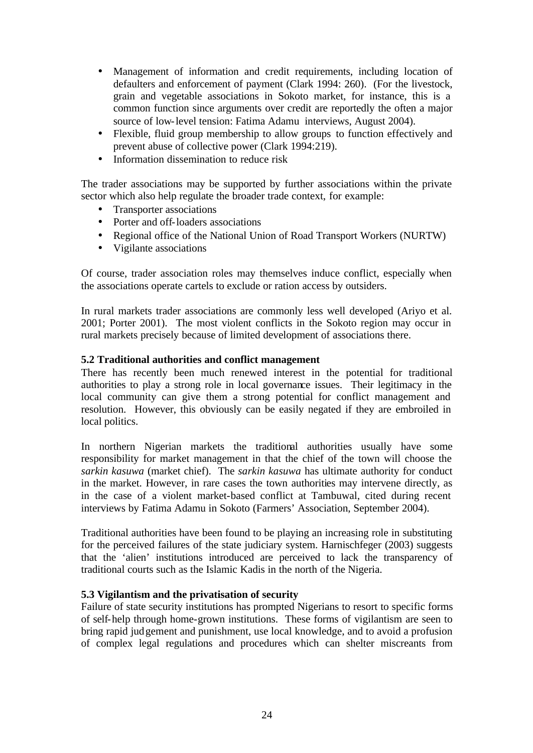- Management of information and credit requirements, including location of defaulters and enforcement of payment (Clark 1994: 260). (For the livestock, grain and vegetable associations in Sokoto market, for instance, this is a common function since arguments over credit are reportedly the often a major source of low-level tension: Fatima Adamu interviews, August 2004).
- Flexible, fluid group membership to allow groups to function effectively and prevent abuse of collective power (Clark 1994:219).
- Information dissemination to reduce risk

The trader associations may be supported by further associations within the private sector which also help regulate the broader trade context, for example:

- Transporter associations
- Porter and off-loaders associations
- Regional office of the National Union of Road Transport Workers (NURTW)
- Vigilante associations

Of course, trader association roles may themselves induce conflict, especially when the associations operate cartels to exclude or ration access by outsiders.

In rural markets trader associations are commonly less well developed (Ariyo et al. 2001; Porter 2001). The most violent conflicts in the Sokoto region may occur in rural markets precisely because of limited development of associations there.

**5.2 Traditional authorities and conflict management**

There has recently been much renewed interest in the potential for traditional authorities to play a strong role in local governance issues. Their legitimacy in the local community can give them a strong potential for conflict management and resolution. However, this obviously can be easily negated if they are embroiled in local politics.

In northern Nigerian markets the traditional authorities usually have some responsibility for market management in that the chief of the town will choose the *sarkin kasuwa* (market chief). The *sarkin kasuwa* has ultimate authority for conduct in the market. However, in rare cases the town authorities may intervene directly, as in the case of a violent market-based conflict at Tambuwal, cited during recent interviews by Fatima Adamu in Sokoto (Farmers' Association, September 2004).

Traditional authorities have been found to be playing an increasing role in substituting for the perceived failures of the state judiciary system. Harnischfeger (2003) suggests that the 'alien' institutions introduced are perceived to lack the transparency of traditional courts such as the Islamic Kadis in the north of the Nigeria.

**5.3 Vigilantism and the privatisation of security**

Failure of state security institutions has prompted Nigerians to resort to specific forms of self-help through home-grown institutions. These forms of vigilantism are seen to bring rapid judgement and punishment, use local knowledge, and to avoid a profusion of complex legal regulations and procedures which can shelter miscreants from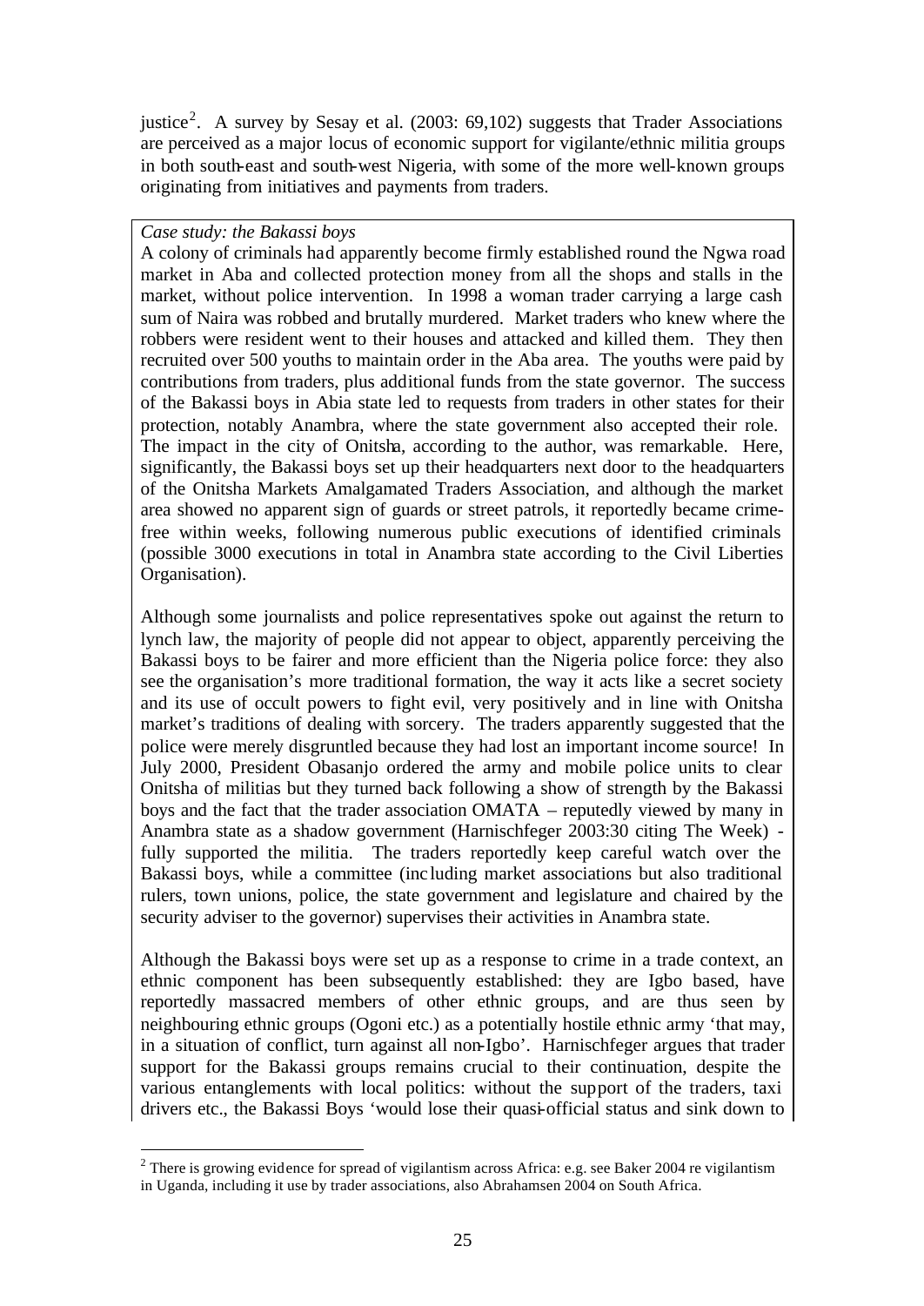justice[2]. A survey by Sesay et al. (2003: 69,102) suggests that Trader Associations are perceived as a major locus of economic support for vigilante/ethnic militia groups in both south-east and south-west Nigeria, with some of the more well-known groups originating from initiatives and payments from traders.

*Case study: the Bakassi boys*

A colony of criminals had apparently become firmly established round the Ngwa road market in Aba and collected protection money from all the shops and stalls in the market, without police intervention. In 1998 a woman trader carrying a large cash sum of Naira was robbed and brutally murdered. Market traders who knew where the robbers were resident went to their houses and attacked and killed them. They then recruited over 500 youths to maintain order in the Aba area. The youths were paid by contributions from traders, plus additional funds from the state governor. The success of the Bakassi boys in Abia state led to requests from traders in other states for their protection, notably Anambra, where the state government also accepted their role. The impact in the city of Onitsha, according to the author, was remarkable. Here, significantly, the Bakassi boys set up their headquarters next door to the headquarters of the Onitsha Markets Amalgamated Traders Association, and although the market area showed no apparent sign of guards or street patrols, it reportedly became crime-free within weeks, following numerous public executions of identified criminals (possible 3000 executions in total in Anambra state according to the Civil Liberties Organisation).

Although some journalists and police representatives spoke out against the return to lynch law, the majority of people did not appear to object, apparently perceiving the Bakassi boys to be fairer and more efficient than the Nigeria police force: they also see the organisation's more traditional formation, the way it acts like a secret society and its use of occult powers to fight evil, very positively and in line with Onitsha market's traditions of dealing with sorcery. The traders apparently suggested that the police were merely disgruntled because they had lost an important income source! In July 2000, President Obasanjo ordered the army and mobile police units to clear Onitsha of militias but they turned back following a show of strength by the Bakassi boys and the fact that the trader association OMATA – reputedly viewed by many in Anambra state as a shadow government (Harnischfeger 2003:30 citing The Week) - fully supported the militia. The traders reportedly keep careful watch over the Bakassi boys, while a committee (including market associations but also traditional rulers, town unions, police, the state government and legislature and chaired by the security adviser to the governor) supervises their activities in Anambra state.

Although the Bakassi boys were set up as a response to crime in a trade context, an ethnic component has been subsequently established: they are Igbo based, have reportedly massacred members of other ethnic groups, and are thus seen by neighbouring ethnic groups (Ogoni etc.) as a potentially hostile ethnic army 'that may, in a situation of conflict, turn against all non-Igbo'. Harnischfeger argues that trader support for the Bakassi groups remains crucial to their continuation, despite the various entanglements with local politics: without the support of the traders, taxi drivers etc., the Bakassi Boys 'would lose their quasi-official status and sink down to

[2] There is growing evidence for spread of vigilantism across Africa: e.g. see Baker 2004 re vigilantism in Uganda, including it use by trader associations, also Abrahamsen 2004 on South Africa.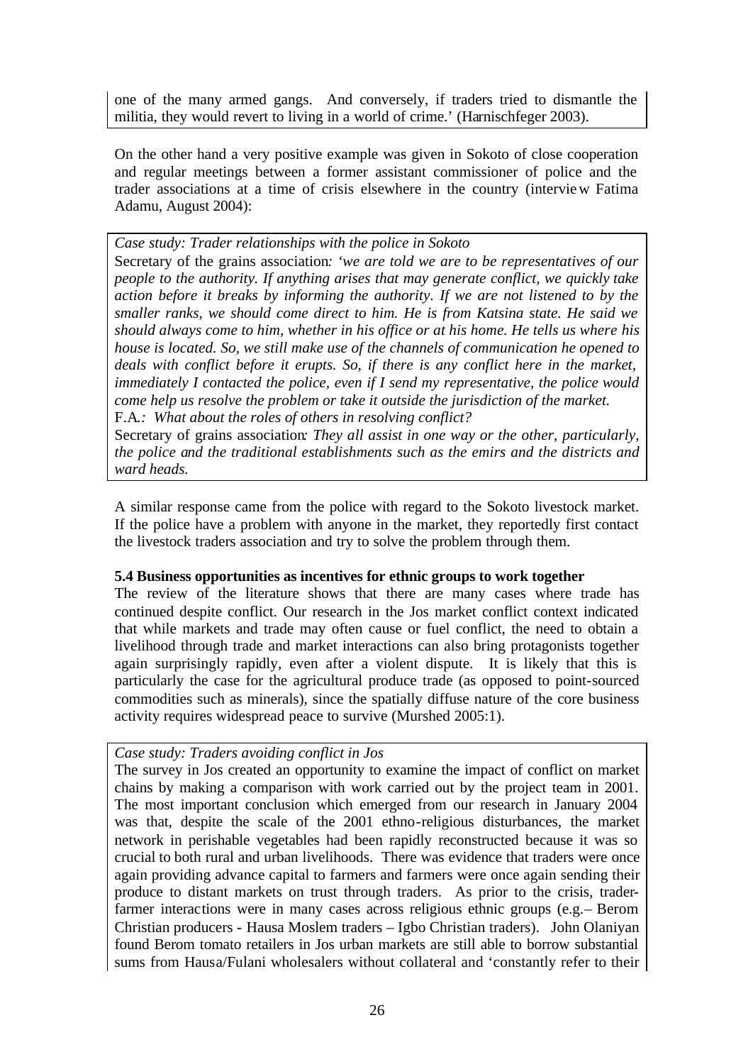one of the many armed gangs. And conversely, if traders tried to dismantle the militia, they would revert to living in a world of crime.' (Harnischfeger 2003).

On the other hand a very positive example was given in Sokoto of close cooperation and regular meetings between a former assistant commissioner of police and the trader associations at a time of crisis elsewhere in the country (interview Fatima Adamu, August 2004):

*Case study: Trader relationships with the police in Sokoto*

Secretary of the grains association*: 'we are told we are to be representatives of our people to the authority. If anything arises that may generate conflict, we quickly take action before it breaks by informing the authority. If we are not listened to by the smaller ranks, we should come direct to him. He is from Katsina state. He said we should always come to him, whether in his office or at his home. He tells us where his house is located. So, we still make use of the channels of communication he opened to deals with conflict before it erupts. So, if there is any conflict here in the market, immediately I contacted the police, even if I send my representative, the police would come help us resolve the problem or take it outside the jurisdiction of the market.*

F.A.*: What about the roles of others in resolving conflict?*

Secretary of grains association*: They all assist in one way or the other, particularly, the police and the traditional establishments such as the emirs and the districts and ward heads.*

A similar response came from the police with regard to the Sokoto livestock market. If the police have a problem with anyone in the market, they reportedly first contact the livestock traders association and try to solve the problem through them.

**5.4 Business opportunities as incentives for ethnic groups to work together**

The review of the literature shows that there are many cases where trade has continued despite conflict. Our research in the Jos market conflict context indicated that while markets and trade may often cause or fuel conflict, the need to obtain a livelihood through trade and market interactions can also bring protagonists together again surprisingly rapidly, even after a violent dispute. It is likely that this is particularly the case for the agricultural produce trade (as opposed to point-sourced commodities such as minerals), since the spatially diffuse nature of the core business activity requires widespread peace to survive (Murshed 2005:1).

*Case study: Traders avoiding conflict in Jos*

The survey in Jos created an opportunity to examine the impact of conflict on market chains by making a comparison with work carried out by the project team in 2001. The most important conclusion which emerged from our research in January 2004 was that, despite the scale of the 2001 ethno-religious disturbances, the market network in perishable vegetables had been rapidly reconstructed because it was so crucial to both rural and urban livelihoods. There was evidence that traders were once again providing advance capital to farmers and farmers were once again sending their produce to distant markets on trust through traders. As prior to the crisis, trader-farmer interactions were in many cases across religious ethnic groups (e.g.– Berom Christian producers - Hausa Moslem traders – Igbo Christian traders). John Olaniyan found Berom tomato retailers in Jos urban markets are still able to borrow substantial sums from Hausa/Fulani wholesalers without collateral and 'constantly refer to their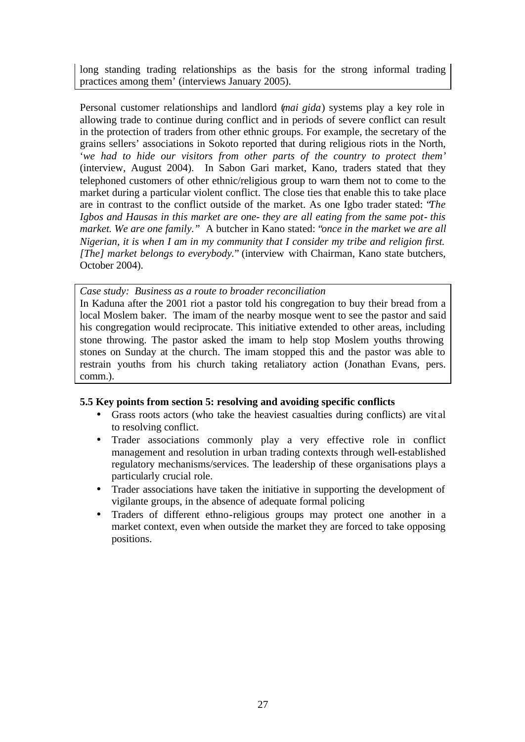long standing trading relationships as the basis for the strong informal trading practices among them' (interviews January 2005).

Personal customer relationships and landlord (*mai gida*) systems play a key role in allowing trade to continue during conflict and in periods of severe conflict can result in the protection of traders from other ethnic groups. For example, the secretary of the grains sellers' associations in Sokoto reported that during religious riots in the North, '*we had to hide our visitors from other parts of the country to protect them'* (interview, August 2004). In Sabon Gari market, Kano, traders stated that they telephoned customers of other ethnic/religious group to warn them not to come to the market during a particular violent conflict. The close ties that enable this to take place are in contrast to the conflict outside of the market. As one Igbo trader stated: "*The Igbos and Hausas in this market are one- they are all eating from the same pot- this market. We are one family."* A butcher in Kano stated: "*once in the market we are all Nigerian, it is when I am in my community that I consider my tribe and religion first. [The] market belongs to everybody.*" (interview with Chairman, Kano state butchers, October 2004).

*Case study: Business as a route to broader reconciliation*
In Kaduna after the 2001 riot a pastor told his congregation to buy their bread from a local Moslem baker. The imam of the nearby mosque went to see the pastor and said his congregation would reciprocate. This initiative extended to other areas, including stone throwing. The pastor asked the imam to help stop Moslem youths throwing stones on Sunday at the church. The imam stopped this and the pastor was able to restrain youths from his church taking retaliatory action (Jonathan Evans, pers. comm.).

**5.5 Key points from section 5: resolving and avoiding specific conflicts**

- Grass roots actors (who take the heaviest casualties during conflicts) are vital to resolving conflict.
- Trader associations commonly play a very effective role in conflict management and resolution in urban trading contexts through well-established regulatory mechanisms/services. The leadership of these organisations plays a particularly crucial role.
- Trader associations have taken the initiative in supporting the development of vigilante groups, in the absence of adequate formal policing
- Traders of different ethno-religious groups may protect one another in a market context, even when outside the market they are forced to take opposing positions.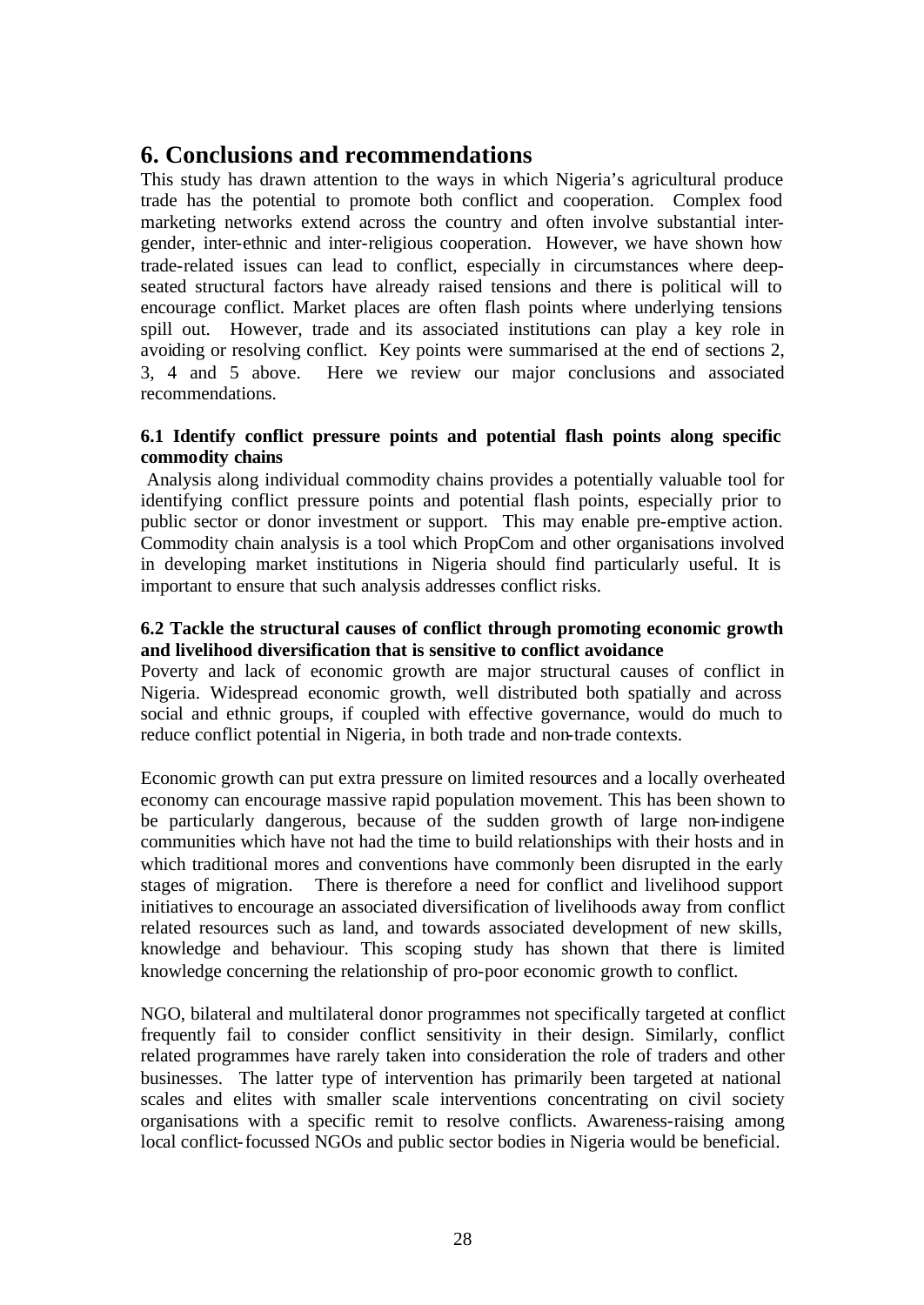## 6. Conclusions and recommendations

This study has drawn attention to the ways in which Nigeria's agricultural produce trade has the potential to promote both conflict and cooperation. Complex food marketing networks extend across the country and often involve substantial inter-gender, inter-ethnic and inter-religious cooperation. However, we have shown how trade-related issues can lead to conflict, especially in circumstances where deep-seated structural factors have already raised tensions and there is political will to encourage conflict. Market places are often flash points where underlying tensions spill out. However, trade and its associated institutions can play a key role in avoiding or resolving conflict. Key points were summarised at the end of sections 2, 3, 4 and 5 above. Here we review our major conclusions and associated recommendations.

### 6.1 Identify conflict pressure points and potential flash points along specific commodity chains

Analysis along individual commodity chains provides a potentially valuable tool for identifying conflict pressure points and potential flash points, especially prior to public sector or donor investment or support. This may enable pre-emptive action. Commodity chain analysis is a tool which PropCom and other organisations involved in developing market institutions in Nigeria should find particularly useful. It is important to ensure that such analysis addresses conflict risks.

### 6.2 Tackle the structural causes of conflict through promoting economic growth and livelihood diversification that is sensitive to conflict avoidance

Poverty and lack of economic growth are major structural causes of conflict in Nigeria. Widespread economic growth, well distributed both spatially and across social and ethnic groups, if coupled with effective governance, would do much to reduce conflict potential in Nigeria, in both trade and non-trade contexts.

Economic growth can put extra pressure on limited resources and a locally overheated economy can encourage massive rapid population movement. This has been shown to be particularly dangerous, because of the sudden growth of large non-indigene communities which have not had the time to build relationships with their hosts and in which traditional mores and conventions have commonly been disrupted in the early stages of migration. There is therefore a need for conflict and livelihood support initiatives to encourage an associated diversification of livelihoods away from conflict related resources such as land, and towards associated development of new skills, knowledge and behaviour. This scoping study has shown that there is limited knowledge concerning the relationship of pro-poor economic growth to conflict.

NGO, bilateral and multilateral donor programmes not specifically targeted at conflict frequently fail to consider conflict sensitivity in their design. Similarly, conflict related programmes have rarely taken into consideration the role of traders and other businesses. The latter type of intervention has primarily been targeted at national scales and elites with smaller scale interventions concentrating on civil society organisations with a specific remit to resolve conflicts. Awareness-raising among local conflict-focussed NGOs and public sector bodies in Nigeria would be beneficial.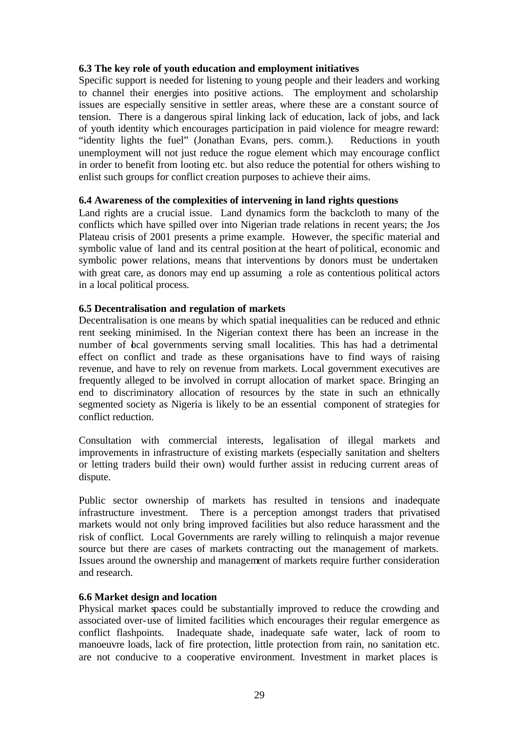### 6.3 The key role of youth education and employment initiatives

Specific support is needed for listening to young people and their leaders and working to channel their energies into positive actions. The employment and scholarship issues are especially sensitive in settler areas, where these are a constant source of tension. There is a dangerous spiral linking lack of education, lack of jobs, and lack of youth identity which encourages participation in paid violence for meagre reward: "identity lights the fuel" (Jonathan Evans, pers. comm.). Reductions in youth unemployment will not just reduce the rogue element which may encourage conflict in order to benefit from looting etc. but also reduce the potential for others wishing to enlist such groups for conflict creation purposes to achieve their aims.

### 6.4 Awareness of the complexities of intervening in land rights questions

Land rights are a crucial issue. Land dynamics form the backcloth to many of the conflicts which have spilled over into Nigerian trade relations in recent years; the Jos Plateau crisis of 2001 presents a prime example. However, the specific material and symbolic value of land and its central position at the heart of political, economic and symbolic power relations, means that interventions by donors must be undertaken with great care, as donors may end up assuming a role as contentious political actors in a local political process.

### 6.5 Decentralisation and regulation of markets

Decentralisation is one means by which spatial inequalities can be reduced and ethnic rent seeking minimised. In the Nigerian context there has been an increase in the number of local governments serving small localities. This has had a detrimental effect on conflict and trade as these organisations have to find ways of raising revenue, and have to rely on revenue from markets. Local government executives are frequently alleged to be involved in corrupt allocation of market space. Bringing an end to discriminatory allocation of resources by the state in such an ethnically segmented society as Nigeria is likely to be an essential component of strategies for conflict reduction.

Consultation with commercial interests, legalisation of illegal markets and improvements in infrastructure of existing markets (especially sanitation and shelters or letting traders build their own) would further assist in reducing current areas of dispute.

Public sector ownership of markets has resulted in tensions and inadequate infrastructure investment. There is a perception amongst traders that privatised markets would not only bring improved facilities but also reduce harassment and the risk of conflict. Local Governments are rarely willing to relinquish a major revenue source but there are cases of markets contracting out the management of markets. Issues around the ownership and management of markets require further consideration and research.

### 6.6 Market design and location

Physical market spaces could be substantially improved to reduce the crowding and associated over-use of limited facilities which encourages their regular emergence as conflict flashpoints. Inadequate shade, inadequate safe water, lack of room to manoeuvre loads, lack of fire protection, little protection from rain, no sanitation etc. are not conducive to a cooperative environment. Investment in market places is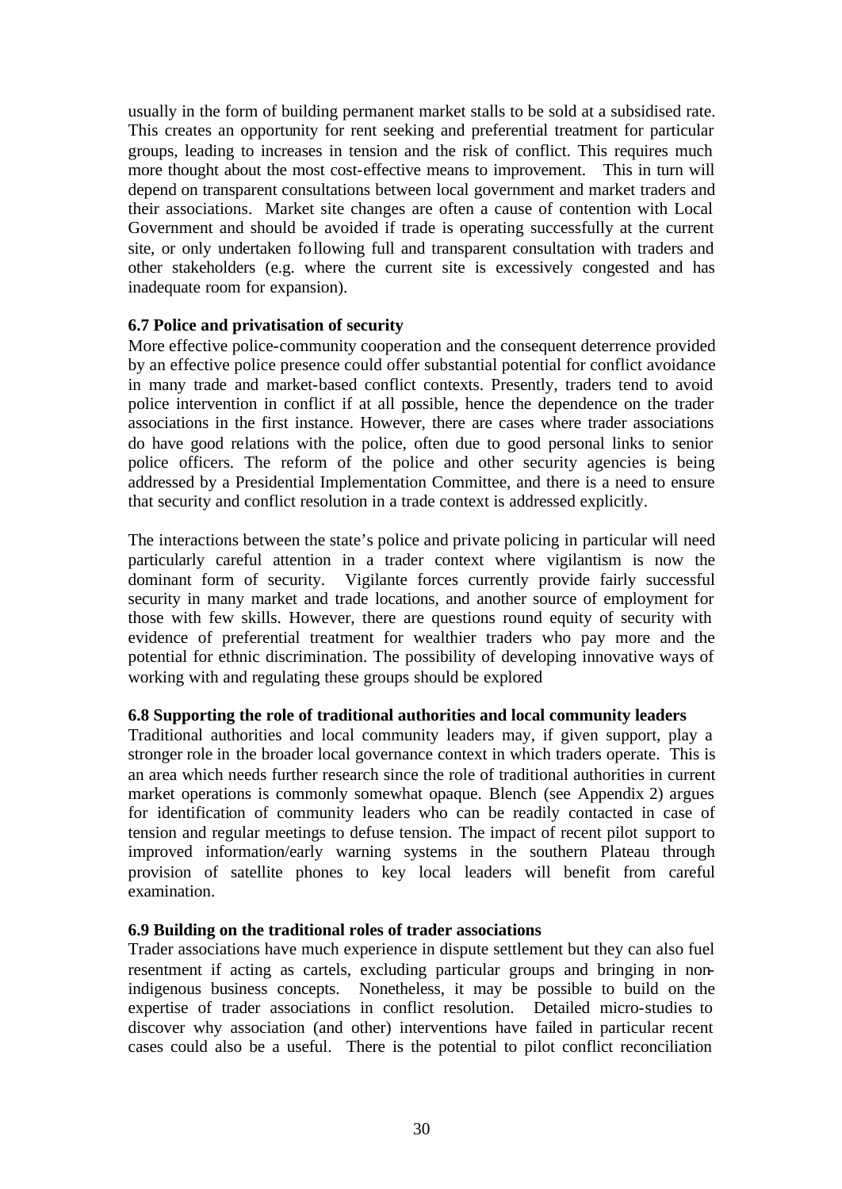usually in the form of building permanent market stalls to be sold at a subsidised rate. This creates an opportunity for rent seeking and preferential treatment for particular groups, leading to increases in tension and the risk of conflict. This requires much more thought about the most cost-effective means to improvement. This in turn will depend on transparent consultations between local government and market traders and their associations. Market site changes are often a cause of contention with Local Government and should be avoided if trade is operating successfully at the current site, or only undertaken following full and transparent consultation with traders and other stakeholders (e.g. where the current site is excessively congested and has inadequate room for expansion).

**6.7 Police and privatisation of security**

More effective police-community cooperation and the consequent deterrence provided by an effective police presence could offer substantial potential for conflict avoidance in many trade and market-based conflict contexts. Presently, traders tend to avoid police intervention in conflict if at all possible, hence the dependence on the trader associations in the first instance. However, there are cases where trader associations do have good relations with the police, often due to good personal links to senior police officers. The reform of the police and other security agencies is being addressed by a Presidential Implementation Committee, and there is a need to ensure that security and conflict resolution in a trade context is addressed explicitly.

The interactions between the state's police and private policing in particular will need particularly careful attention in a trader context where vigilantism is now the dominant form of security. Vigilante forces currently provide fairly successful security in many market and trade locations, and another source of employment for those with few skills. However, there are questions round equity of security with evidence of preferential treatment for wealthier traders who pay more and the potential for ethnic discrimination. The possibility of developing innovative ways of working with and regulating these groups should be explored

**6.8 Supporting the role of traditional authorities and local community leaders**

Traditional authorities and local community leaders may, if given support, play a stronger role in the broader local governance context in which traders operate. This is an area which needs further research since the role of traditional authorities in current market operations is commonly somewhat opaque. Blench (see Appendix 2) argues for identification of community leaders who can be readily contacted in case of tension and regular meetings to defuse tension. The impact of recent pilot support to improved information/early warning systems in the southern Plateau through provision of satellite phones to key local leaders will benefit from careful examination.

**6.9 Building on the traditional roles of trader associations**

Trader associations have much experience in dispute settlement but they can also fuel resentment if acting as cartels, excluding particular groups and bringing in non-indigenous business concepts. Nonetheless, it may be possible to build on the expertise of trader associations in conflict resolution. Detailed micro-studies to discover why association (and other) interventions have failed in particular recent cases could also be a useful. There is the potential to pilot conflict reconciliation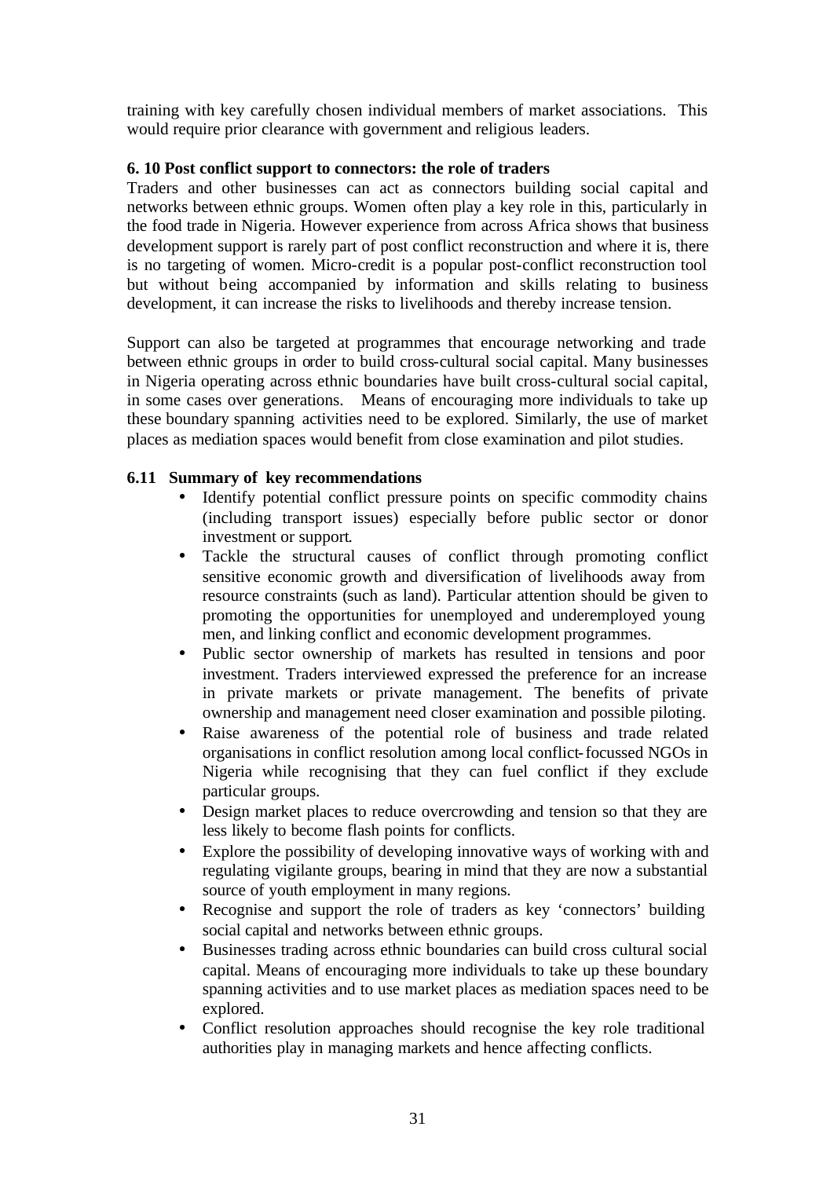training with key carefully chosen individual members of market associations. This would require prior clearance with government and religious leaders.

### 6. 10 Post conflict support to connectors: the role of traders

Traders and other businesses can act as connectors building social capital and networks between ethnic groups. Women often play a key role in this, particularly in the food trade in Nigeria. However experience from across Africa shows that business development support is rarely part of post conflict reconstruction and where it is, there is no targeting of women. Micro-credit is a popular post-conflict reconstruction tool but without being accompanied by information and skills relating to business development, it can increase the risks to livelihoods and thereby increase tension.

Support can also be targeted at programmes that encourage networking and trade between ethnic groups in order to build cross-cultural social capital. Many businesses in Nigeria operating across ethnic boundaries have built cross-cultural social capital, in some cases over generations. Means of encouraging more individuals to take up these boundary spanning activities need to be explored. Similarly, the use of market places as mediation spaces would benefit from close examination and pilot studies.

### 6.11 Summary of key recommendations

- Identify potential conflict pressure points on specific commodity chains (including transport issues) especially before public sector or donor investment or support.
- Tackle the structural causes of conflict through promoting conflict sensitive economic growth and diversification of livelihoods away from resource constraints (such as land). Particular attention should be given to promoting the opportunities for unemployed and underemployed young men, and linking conflict and economic development programmes.
- Public sector ownership of markets has resulted in tensions and poor investment. Traders interviewed expressed the preference for an increase in private markets or private management. The benefits of private ownership and management need closer examination and possible piloting.
- Raise awareness of the potential role of business and trade related organisations in conflict resolution among local conflict-focussed NGOs in Nigeria while recognising that they can fuel conflict if they exclude particular groups.
- Design market places to reduce overcrowding and tension so that they are less likely to become flash points for conflicts.
- Explore the possibility of developing innovative ways of working with and regulating vigilante groups, bearing in mind that they are now a substantial source of youth employment in many regions.
- Recognise and support the role of traders as key 'connectors' building social capital and networks between ethnic groups.
- Businesses trading across ethnic boundaries can build cross cultural social capital. Means of encouraging more individuals to take up these boundary spanning activities and to use market places as mediation spaces need to be explored.
- Conflict resolution approaches should recognise the key role traditional authorities play in managing markets and hence affecting conflicts.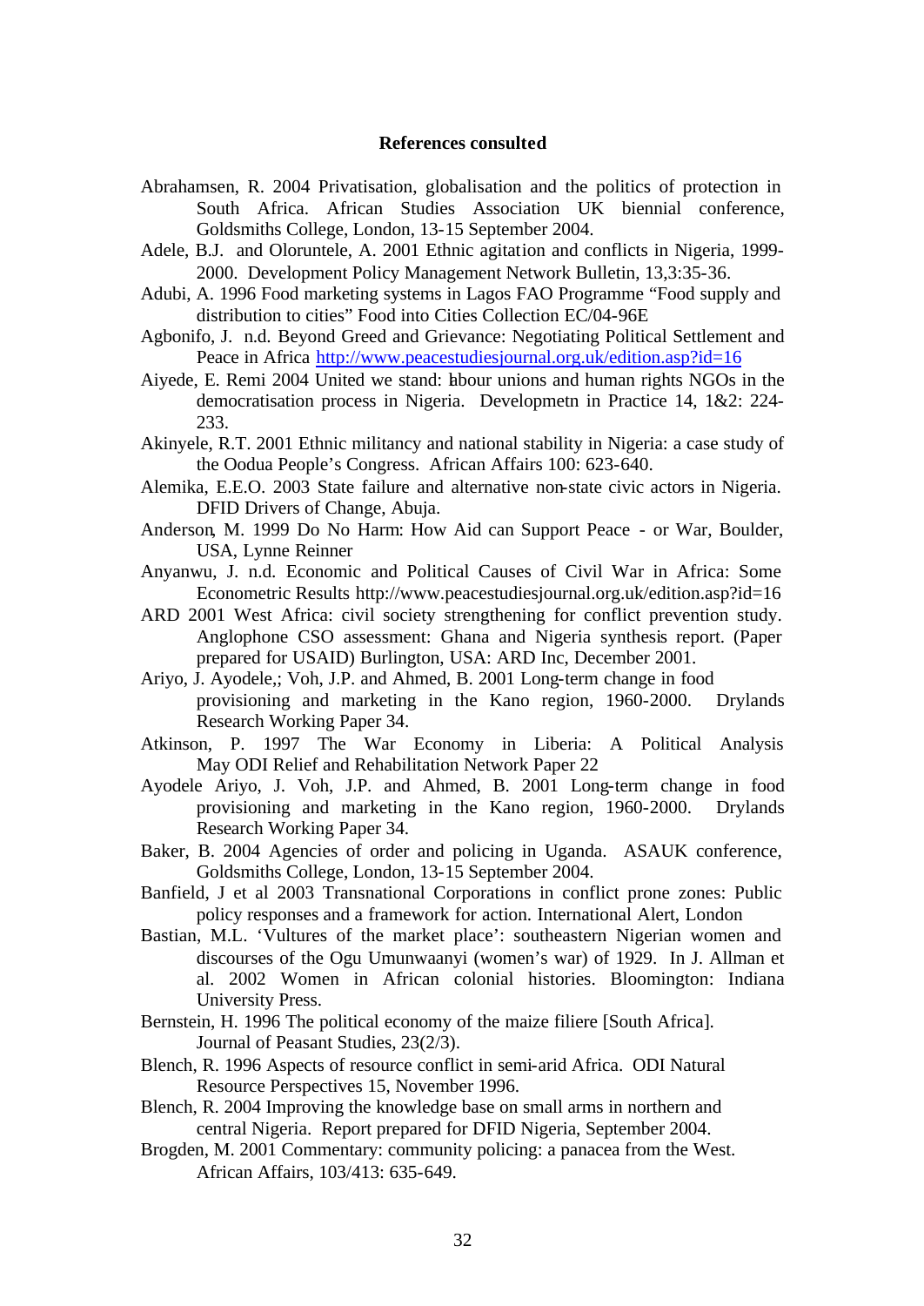**References consulted**

Abrahamsen, R. 2004 Privatisation, globalisation and the politics of protection in South Africa. African Studies Association UK biennial conference, Goldsmiths College, London, 13-15 September 2004.

Adele, B.J. and Oloruntele, A. 2001 Ethnic agitation and conflicts in Nigeria, 1999-2000. Development Policy Management Network Bulletin, 13,3:35-36.

Adubi, A. 1996 Food marketing systems in Lagos FAO Programme “Food supply and distribution to cities” Food into Cities Collection EC/04-96E

Agbonifo, J. n.d. Beyond Greed and Grievance: Negotiating Political Settlement and Peace in Africa http://www.peacestudiesjournal.org.uk/edition.asp?id=16

Aiyede, E. Remi 2004 United we stand: labour unions and human rights NGOs in the democratisation process in Nigeria. Developmetn in Practice 14, 1&2: 224-233.

Akinyele, R.T. 2001 Ethnic militancy and national stability in Nigeria: a case study of the Oodua People’s Congress. African Affairs 100: 623-640.

Alemika, E.E.O. 2003 State failure and alternative non-state civic actors in Nigeria. DFID Drivers of Change, Abuja.

Anderson, M. 1999 Do No Harm: How Aid can Support Peace - or War, Boulder, USA, Lynne Reinner

Anyanwu, J. n.d. Economic and Political Causes of Civil War in Africa: Some Econometric Results http://www.peacestudiesjournal.org.uk/edition.asp?id=16

ARD 2001 West Africa: civil society strengthening for conflict prevention study. Anglophone CSO assessment: Ghana and Nigeria synthesis report. (Paper prepared for USAID) Burlington, USA: ARD Inc, December 2001.

Ariyo, J. Ayodele,; Voh, J.P. and Ahmed, B. 2001 Long-term change in food provisioning and marketing in the Kano region, 1960-2000. Drylands Research Working Paper 34.

Atkinson, P. 1997 The War Economy in Liberia: A Political Analysis May ODI Relief and Rehabilitation Network Paper 22

Ayodele Ariyo, J. Voh, J.P. and Ahmed, B. 2001 Long-term change in food provisioning and marketing in the Kano region, 1960-2000. Drylands Research Working Paper 34.

Baker, B. 2004 Agencies of order and policing in Uganda. ASAUK conference, Goldsmiths College, London, 13-15 September 2004.

Banfield, J et al 2003 Transnational Corporations in conflict prone zones: Public policy responses and a framework for action. International Alert, London

Bastian, M.L. ‘Vultures of the market place’: southeastern Nigerian women and discourses of the Ogu Umunwaanyi (women’s war) of 1929. In J. Allman et al. 2002 Women in African colonial histories. Bloomington: Indiana University Press.

Bernstein, H. 1996 The political economy of the maize filiere [South Africa]. Journal of Peasant Studies, 23(2/3).

Blench, R. 1996 Aspects of resource conflict in semi-arid Africa. ODI Natural Resource Perspectives 15, November 1996.

Blench, R. 2004 Improving the knowledge base on small arms in northern and central Nigeria. Report prepared for DFID Nigeria, September 2004.

Brogden, M. 2001 Commentary: community policing: a panacea from the West. African Affairs, 103/413: 635-649.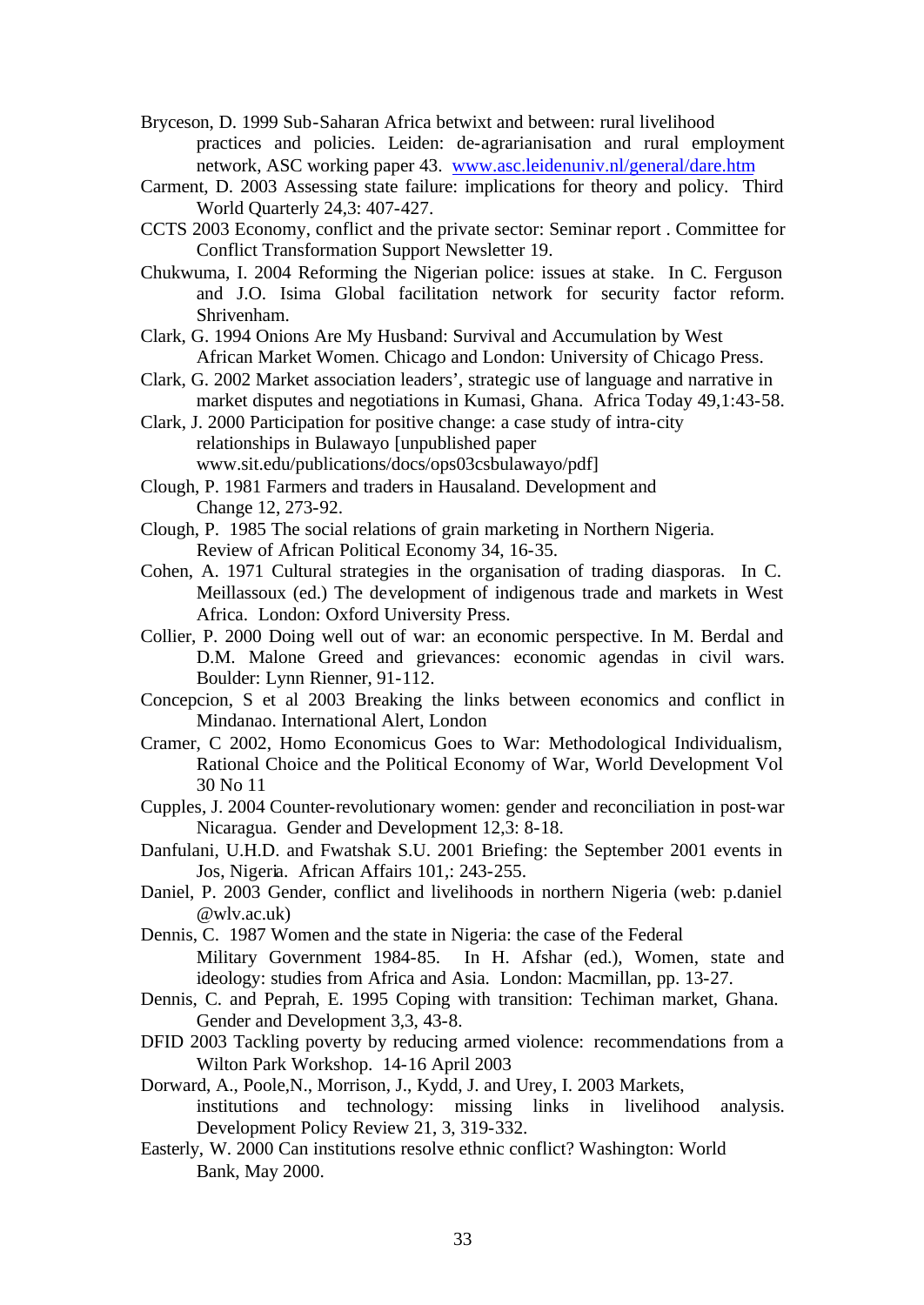Bryceson, D. 1999 Sub-Saharan Africa betwixt and between: rural livelihood practices and policies. Leiden: de-agrarianisation and rural employment network, ASC working paper 43. www.asc.leidenuniv.nl/general/dare.htm

Carment, D. 2003 Assessing state failure: implications for theory and policy. Third World Quarterly 24,3: 407-427.

CCTS 2003 Economy, conflict and the private sector: Seminar report . Committee for Conflict Transformation Support Newsletter 19.

Chukwuma, I. 2004 Reforming the Nigerian police: issues at stake. In C. Ferguson and J.O. Isima Global facilitation network for security factor reform. Shrivenham.

Clark, G. 1994 Onions Are My Husband: Survival and Accumulation by West African Market Women. Chicago and London: University of Chicago Press.

Clark, G. 2002 Market association leaders', strategic use of language and narrative in market disputes and negotiations in Kumasi, Ghana. Africa Today 49,1:43-58.

Clark, J. 2000 Participation for positive change: a case study of intra-city relationships in Bulawayo [unpublished paper www.sit.edu/publications/docs/ops03csbulawayo/pdf]

Clough, P. 1981 Farmers and traders in Hausaland. Development and Change 12, 273-92.

Clough, P. 1985 The social relations of grain marketing in Northern Nigeria. Review of African Political Economy 34, 16-35.

Cohen, A. 1971 Cultural strategies in the organisation of trading diasporas. In C. Meillassoux (ed.) The development of indigenous trade and markets in West Africa. London: Oxford University Press.

Collier, P. 2000 Doing well out of war: an economic perspective. In M. Berdal and D.M. Malone Greed and grievances: economic agendas in civil wars. Boulder: Lynn Rienner, 91-112.

Concepcion, S et al 2003 Breaking the links between economics and conflict in Mindanao. International Alert, London

Cramer, C 2002, Homo Economicus Goes to War: Methodological Individualism, Rational Choice and the Political Economy of War, World Development Vol 30 No 11

Cupples, J. 2004 Counter-revolutionary women: gender and reconciliation in post-war Nicaragua. Gender and Development 12,3: 8-18.

Danfulani, U.H.D. and Fwatshak S.U. 2001 Briefing: the September 2001 events in Jos, Nigeria. African Affairs 101,: 243-255.

Daniel, P. 2003 Gender, conflict and livelihoods in northern Nigeria (web: p.daniel @wlv.ac.uk)

Dennis, C. 1987 Women and the state in Nigeria: the case of the Federal Military Government 1984-85. In H. Afshar (ed.), Women, state and ideology: studies from Africa and Asia. London: Macmillan, pp. 13-27.

Dennis, C. and Peprah, E. 1995 Coping with transition: Techiman market, Ghana. Gender and Development 3,3, 43-8.

DFID 2003 Tackling poverty by reducing armed violence: recommendations from a Wilton Park Workshop. 14-16 April 2003

Dorward, A., Poole,N., Morrison, J., Kydd, J. and Urey, I. 2003 Markets, institutions and technology: missing links in livelihood analysis. Development Policy Review 21, 3, 319-332.

Easterly, W. 2000 Can institutions resolve ethnic conflict? Washington: World Bank, May 2000.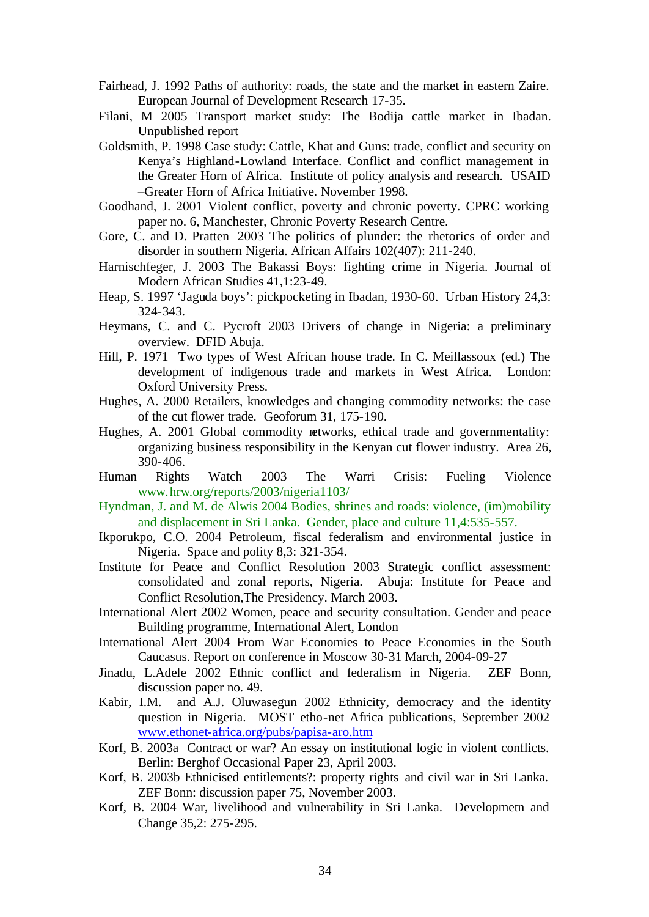Fairhead, J. 1992 Paths of authority: roads, the state and the market in eastern Zaire. European Journal of Development Research 17-35.

Filani, M 2005 Transport market study: The Bodija cattle market in Ibadan. Unpublished report

Goldsmith, P. 1998 Case study: Cattle, Khat and Guns: trade, conflict and security on Kenya's Highland-Lowland Interface. Conflict and conflict management in the Greater Horn of Africa. Institute of policy analysis and research. USAID –Greater Horn of Africa Initiative. November 1998.

Goodhand, J. 2001 Violent conflict, poverty and chronic poverty. CPRC working paper no. 6, Manchester, Chronic Poverty Research Centre.

Gore, C. and D. Pratten 2003 The politics of plunder: the rhetorics of order and disorder in southern Nigeria. African Affairs 102(407): 211-240.

Harnischfeger, J. 2003 The Bakassi Boys: fighting crime in Nigeria. Journal of Modern African Studies 41,1:23-49.

Heap, S. 1997 'Jaguda boys': pickpocketing in Ibadan, 1930-60. Urban History 24,3: 324-343.

Heymans, C. and C. Pycroft 2003 Drivers of change in Nigeria: a preliminary overview. DFID Abuja.

Hill, P. 1971 Two types of West African house trade. In C. Meillassoux (ed.) The development of indigenous trade and markets in West Africa. London: Oxford University Press.

Hughes, A. 2000 Retailers, knowledges and changing commodity networks: the case of the cut flower trade. Geoforum 31, 175-190.

Hughes, A. 2001 Global commodity networks, ethical trade and governmentality: organizing business responsibility in the Kenyan cut flower industry. Area 26, 390-406.

Human Rights Watch 2003 The Warri Crisis: Fueling Violence www.hrw.org/reports/2003/nigeria1103/

Hyndman, J. and M. de Alwis 2004 Bodies, shrines and roads: violence, (im)mobility and displacement in Sri Lanka. Gender, place and culture 11,4:535-557.

Ikporukpo, C.O. 2004 Petroleum, fiscal federalism and environmental justice in Nigeria. Space and polity 8,3: 321-354.

Institute for Peace and Conflict Resolution 2003 Strategic conflict assessment: consolidated and zonal reports, Nigeria. Abuja: Institute for Peace and Conflict Resolution,The Presidency. March 2003.

International Alert 2002 Women, peace and security consultation. Gender and peace Building programme, International Alert, London

International Alert 2004 From War Economies to Peace Economies in the South Caucasus. Report on conference in Moscow 30-31 March, 2004-09-27

Jinadu, L.Adele 2002 Ethnic conflict and federalism in Nigeria. ZEF Bonn, discussion paper no. 49.

Kabir, I.M. and A.J. Oluwasegun 2002 Ethnicity, democracy and the identity question in Nigeria. MOST etho-net Africa publications, September 2002 www.ethonet-africa.org/pubs/papisa-aro.htm

Korf, B. 2003a Contract or war? An essay on institutional logic in violent conflicts. Berlin: Berghof Occasional Paper 23, April 2003.

Korf, B. 2003b Ethnicised entitlements?: property rights and civil war in Sri Lanka. ZEF Bonn: discussion paper 75, November 2003.

Korf, B. 2004 War, livelihood and vulnerability in Sri Lanka. Developmetn and Change 35,2: 275-295.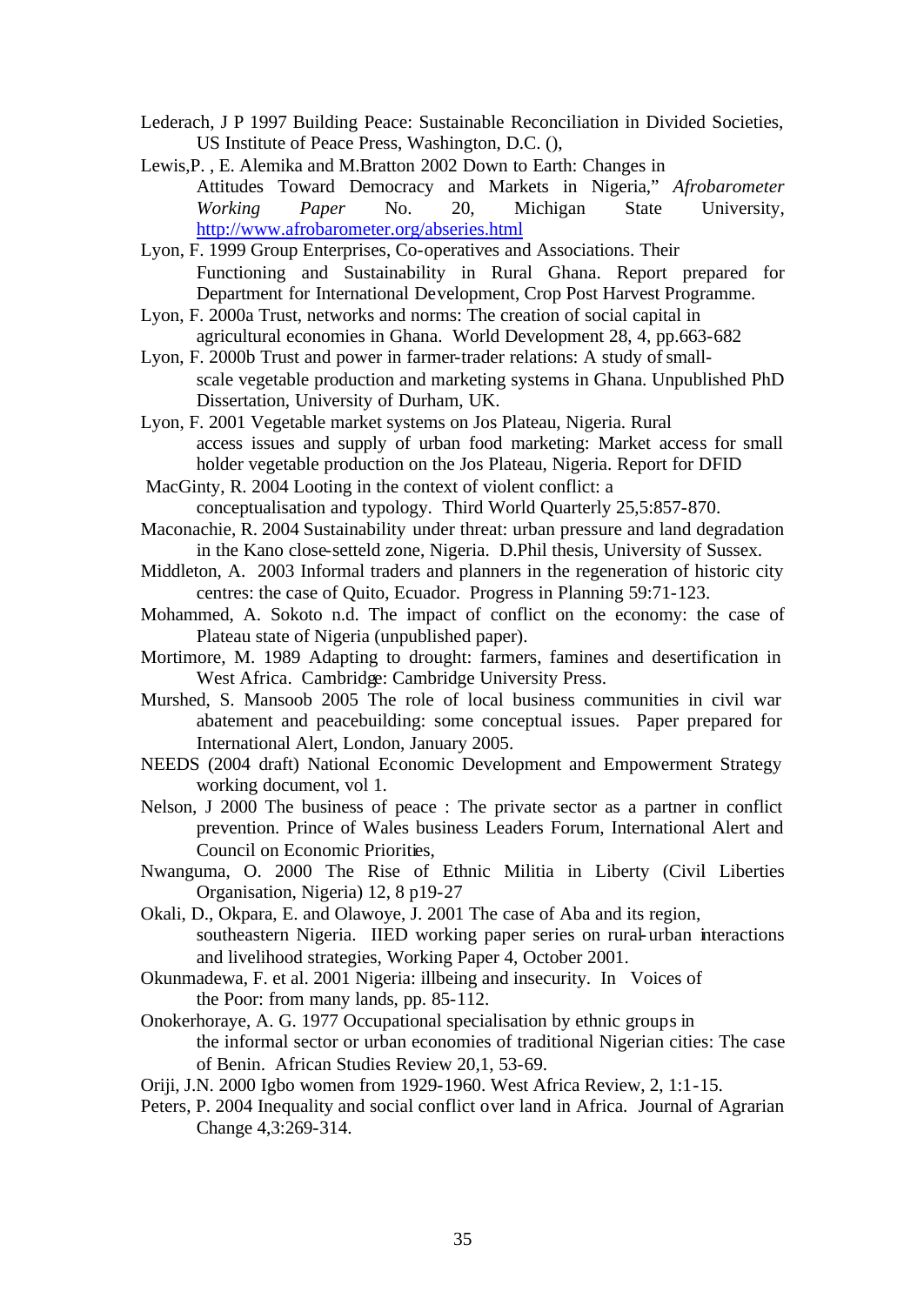Lederach, J P 1997 Building Peace: Sustainable Reconciliation in Divided Societies, US Institute of Peace Press, Washington, D.C. (),

Lewis,P. , E. Alemika and M.Bratton 2002 Down to Earth: Changes in Attitudes Toward Democracy and Markets in Nigeria," *Afrobarometer Working Paper* No. 20, Michigan State University, http://www.afrobarometer.org/abseries.html

Lyon, F. 1999 Group Enterprises, Co-operatives and Associations. Their Functioning and Sustainability in Rural Ghana. Report prepared for Department for International Development, Crop Post Harvest Programme.

Lyon, F. 2000a Trust, networks and norms: The creation of social capital in agricultural economies in Ghana. World Development 28, 4, pp.663-682

Lyon, F. 2000b Trust and power in farmer-trader relations: A study of small-scale vegetable production and marketing systems in Ghana. Unpublished PhD Dissertation, University of Durham, UK.

Lyon, F. 2001 Vegetable market systems on Jos Plateau, Nigeria. Rural access issues and supply of urban food marketing: Market access for small holder vegetable production on the Jos Plateau, Nigeria. Report for DFID

MacGinty, R. 2004 Looting in the context of violent conflict: a conceptualisation and typology. Third World Quarterly 25,5:857-870.

Maconachie, R. 2004 Sustainability under threat: urban pressure and land degradation in the Kano close-setteld zone, Nigeria. D.Phil thesis, University of Sussex.

Middleton, A. 2003 Informal traders and planners in the regeneration of historic city centres: the case of Quito, Ecuador. Progress in Planning 59:71-123.

Mohammed, A. Sokoto n.d. The impact of conflict on the economy: the case of Plateau state of Nigeria (unpublished paper).

Mortimore, M. 1989 Adapting to drought: farmers, famines and desertification in West Africa. Cambridge: Cambridge University Press.

Murshed, S. Mansoob 2005 The role of local business communities in civil war abatement and peacebuilding: some conceptual issues. Paper prepared for International Alert, London, January 2005.

NEEDS (2004 draft) National Economic Development and Empowerment Strategy working document, vol 1.

Nelson, J 2000 The business of peace : The private sector as a partner in conflict prevention. Prince of Wales business Leaders Forum, International Alert and Council on Economic Priorities,

Nwanguma, O. 2000 The Rise of Ethnic Militia in Liberty (Civil Liberties Organisation, Nigeria) 12, 8 p19-27

Okali, D., Okpara, E. and Olawoye, J. 2001 The case of Aba and its region, southeastern Nigeria. IIED working paper series on rural-urban interactions and livelihood strategies, Working Paper 4, October 2001.

Okunmadewa, F. et al. 2001 Nigeria: illbeing and insecurity. In Voices of the Poor: from many lands, pp. 85-112.

Onokerhoraye, A. G. 1977 Occupational specialisation by ethnic groups in the informal sector or urban economies of traditional Nigerian cities: The case of Benin. African Studies Review 20,1, 53-69.

Oriji, J.N. 2000 Igbo women from 1929-1960. West Africa Review, 2, 1:1-15.

Peters, P. 2004 Inequality and social conflict over land in Africa. Journal of Agrarian Change 4,3:269-314.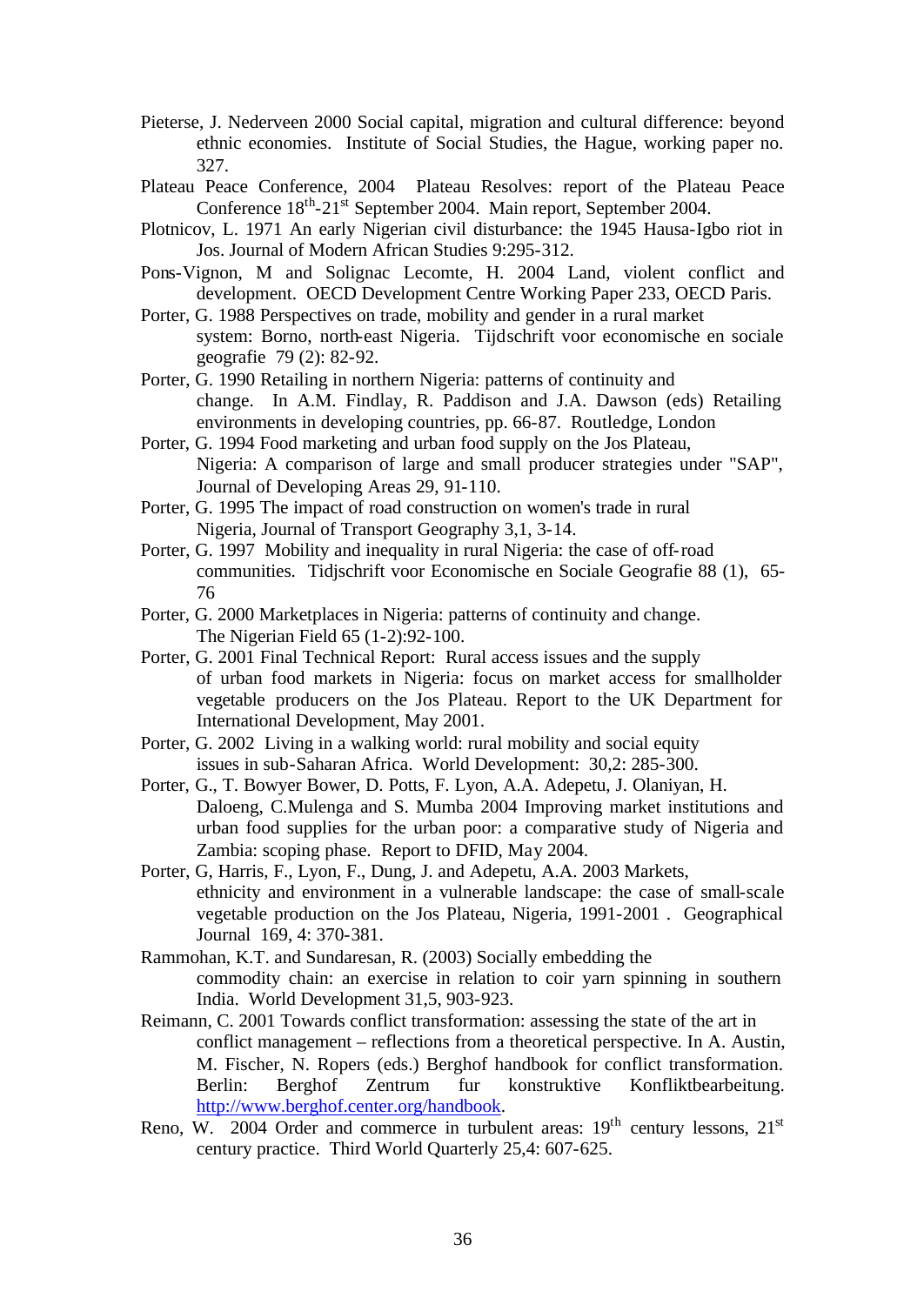Pieterse, J. Nederveen 2000 Social capital, migration and cultural difference: beyond ethnic economies. Institute of Social Studies, the Hague, working paper no. 327.

Plateau Peace Conference, 2004 Plateau Resolves: report of the Plateau Peace Conference 18th-21st September 2004. Main report, September 2004.

Plotnicov, L. 1971 An early Nigerian civil disturbance: the 1945 Hausa-Igbo riot in Jos. Journal of Modern African Studies 9:295-312.

Pons-Vignon, M and Solignac Lecomte, H. 2004 Land, violent conflict and development. OECD Development Centre Working Paper 233, OECD Paris.

Porter, G. 1988 Perspectives on trade, mobility and gender in a rural market system: Borno, north-east Nigeria. Tijdschrift voor economische en sociale geografie 79 (2): 82-92.

Porter, G. 1990 Retailing in northern Nigeria: patterns of continuity and change. In A.M. Findlay, R. Paddison and J.A. Dawson (eds) Retailing environments in developing countries, pp. 66-87. Routledge, London

Porter, G. 1994 Food marketing and urban food supply on the Jos Plateau, Nigeria: A comparison of large and small producer strategies under "SAP", Journal of Developing Areas 29, 91-110.

Porter, G. 1995 The impact of road construction on women's trade in rural Nigeria, Journal of Transport Geography 3,1, 3-14.

Porter, G. 1997 Mobility and inequality in rural Nigeria: the case of off-road communities. Tidjschrift voor Economische en Sociale Geografie 88 (1), 65-76

Porter, G. 2000 Marketplaces in Nigeria: patterns of continuity and change. The Nigerian Field 65 (1-2):92-100.

Porter, G. 2001 Final Technical Report: Rural access issues and the supply of urban food markets in Nigeria: focus on market access for smallholder vegetable producers on the Jos Plateau. Report to the UK Department for International Development, May 2001.

Porter, G. 2002 Living in a walking world: rural mobility and social equity issues in sub-Saharan Africa. World Development: 30,2: 285-300.

Porter, G., T. Bowyer Bower, D. Potts, F. Lyon, A.A. Adepetu, J. Olaniyan, H. Daloeng, C.Mulenga and S. Mumba 2004 Improving market institutions and urban food supplies for the urban poor: a comparative study of Nigeria and Zambia: scoping phase. Report to DFID, May 2004.

Porter, G, Harris, F., Lyon, F., Dung, J. and Adepetu, A.A. 2003 Markets, ethnicity and environment in a vulnerable landscape: the case of small-scale vegetable production on the Jos Plateau, Nigeria, 1991-2001 . Geographical Journal 169, 4: 370-381.

Rammohan, K.T. and Sundaresan, R. (2003) Socially embedding the commodity chain: an exercise in relation to coir yarn spinning in southern India. World Development 31,5, 903-923.

Reimann, C. 2001 Towards conflict transformation: assessing the state of the art in conflict management – reflections from a theoretical perspective. In A. Austin, M. Fischer, N. Ropers (eds.) Berghof handbook for conflict transformation. Berlin: Berghof Zentrum fur konstruktive Konfliktbearbeitung. http://www.berghof.center.org/handbook.

Reno, W. 2004 Order and commerce in turbulent areas: 19th century lessons, 21st century practice. Third World Quarterly 25,4: 607-625.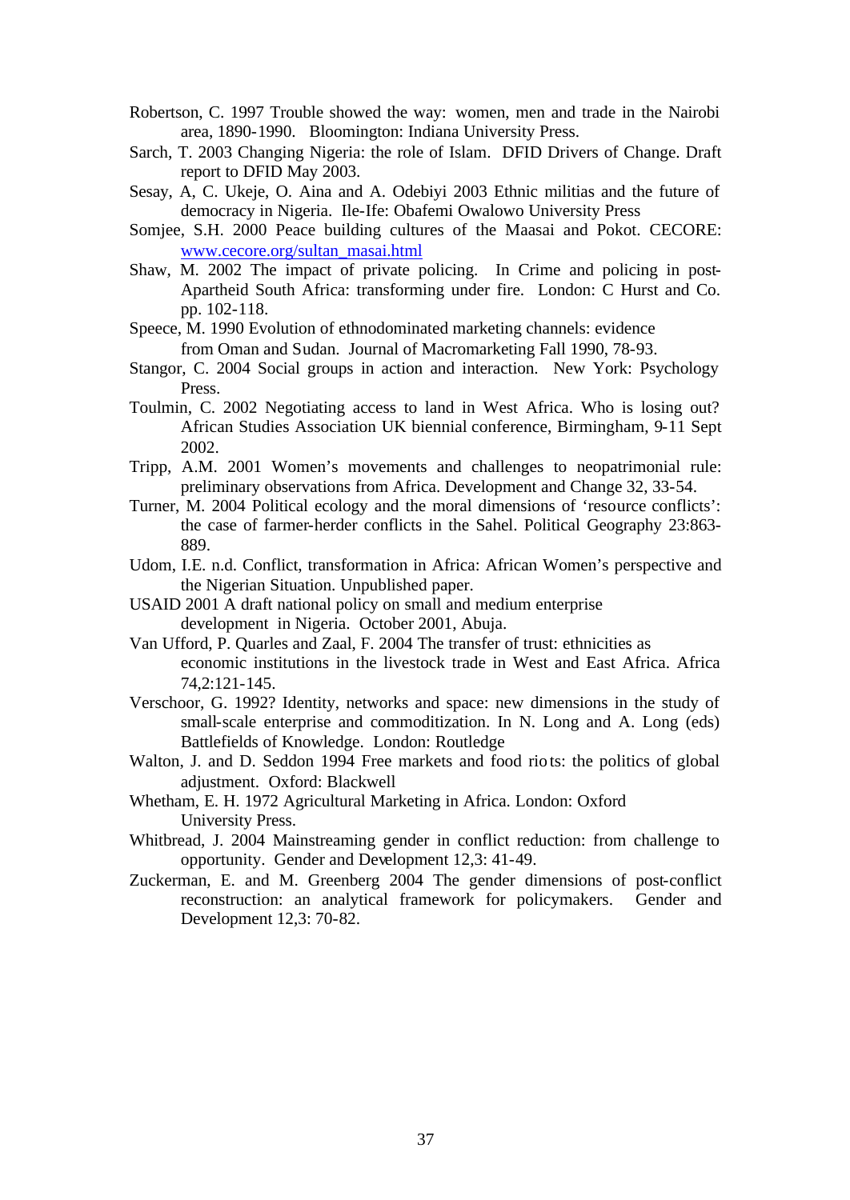Robertson, C. 1997 Trouble showed the way: women, men and trade in the Nairobi area, 1890-1990. Bloomington: Indiana University Press.

Sarch, T. 2003 Changing Nigeria: the role of Islam. DFID Drivers of Change. Draft report to DFID May 2003.

Sesay, A, C. Ukeje, O. Aina and A. Odebiyi 2003 Ethnic militias and the future of democracy in Nigeria. Ile-Ife: Obafemi Owalowo University Press

Somjee, S.H. 2000 Peace building cultures of the Maasai and Pokot. CECORE: www.cecore.org/sultan_masai.html

Shaw, M. 2002 The impact of private policing. In Crime and policing in post-Apartheid South Africa: transforming under fire. London: C Hurst and Co. pp. 102-118.

Speece, M. 1990 Evolution of ethnodominated marketing channels: evidence from Oman and Sudan. Journal of Macromarketing Fall 1990, 78-93.

Stangor, C. 2004 Social groups in action and interaction. New York: Psychology Press.

Toulmin, C. 2002 Negotiating access to land in West Africa. Who is losing out? African Studies Association UK biennial conference, Birmingham, 9-11 Sept 2002.

Tripp, A.M. 2001 Women's movements and challenges to neopatrimonial rule: preliminary observations from Africa. Development and Change 32, 33-54.

Turner, M. 2004 Political ecology and the moral dimensions of 'resource conflicts': the case of farmer-herder conflicts in the Sahel. Political Geography 23:863-889.

Udom, I.E. n.d. Conflict, transformation in Africa: African Women's perspective and the Nigerian Situation. Unpublished paper.

USAID 2001 A draft national policy on small and medium enterprise development in Nigeria. October 2001, Abuja.

Van Ufford, P. Quarles and Zaal, F. 2004 The transfer of trust: ethnicities as economic institutions in the livestock trade in West and East Africa. Africa 74,2:121-145.

Verschoor, G. 1992? Identity, networks and space: new dimensions in the study of small-scale enterprise and commoditization. In N. Long and A. Long (eds) Battlefields of Knowledge. London: Routledge

Walton, J. and D. Seddon 1994 Free markets and food riots: the politics of global adjustment. Oxford: Blackwell

Whetham, E. H. 1972 Agricultural Marketing in Africa. London: Oxford University Press.

Whitbread, J. 2004 Mainstreaming gender in conflict reduction: from challenge to opportunity. Gender and Development 12,3: 41-49.

Zuckerman, E. and M. Greenberg 2004 The gender dimensions of post-conflict reconstruction: an analytical framework for policymakers. Gender and Development 12,3: 70-82.